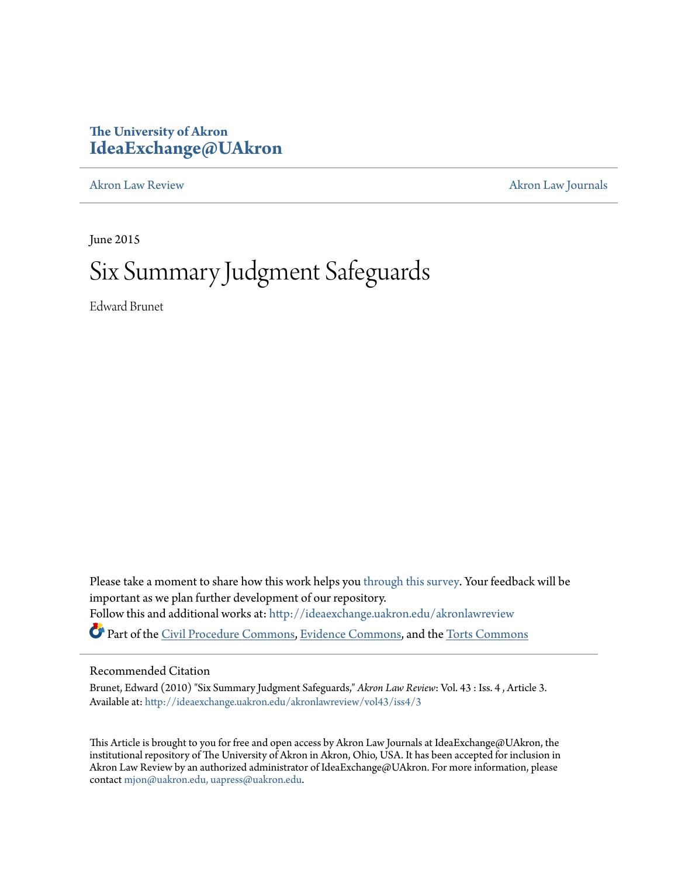The University of Akron
**IdeaExchange@UAkron**

Akron Law Review | Akron Law Journals

June 2015

# Six Summary Judgment Safeguards

Edward Brunet

Please take a moment to share how this work helps you through this survey. Your feedback will be important as we plan further development of our repository.

Follow this and additional works at: http://ideaexchange.uakron.edu/akronlawreview

Part of the Civil Procedure Commons, Evidence Commons, and the Torts Commons

## Recommended Citation

Brunet, Edward (2010) "Six Summary Judgment Safeguards," *Akron Law Review*: Vol. 43 : Iss. 4 , Article 3.
Available at: http://ideaexchange.uakron.edu/akronlawreview/vol43/iss4/3

This Article is brought to you for free and open access by Akron Law Journals at IdeaExchange@UAkron, the institutional repository of The University of Akron in Akron, Ohio, USA. It has been accepted for inclusion in Akron Law Review by an authorized administrator of IdeaExchange@UAkron. For more information, please contact mjon@uakron.edu, uapress@uakron.edu.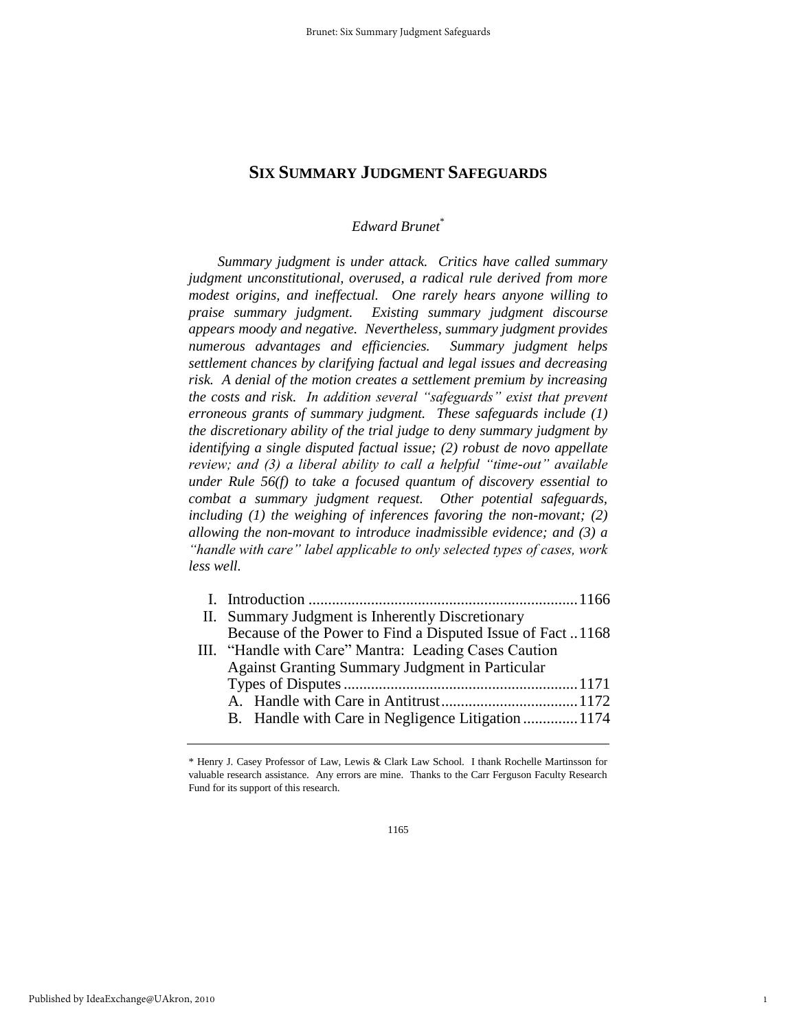# SIX SUMMARY JUDGMENT SAFEGUARDS

*Edward Brunet*[*]

*Summary judgment is under attack. Critics have called summary judgment unconstitutional, overused, a radical rule derived from more modest origins, and ineffectual. One rarely hears anyone willing to praise summary judgment. Existing summary judgment discourse appears moody and negative. Nevertheless, summary judgment provides numerous advantages and efficiencies. Summary judgment helps settlement chances by clarifying factual and legal issues and decreasing risk. A denial of the motion creates a settlement premium by increasing the costs and risk. In addition several "safeguards" exist that prevent erroneous grants of summary judgment. These safeguards include (1) the discretionary ability of the trial judge to deny summary judgment by identifying a single disputed factual issue; (2) robust de novo appellate review; and (3) a liberal ability to call a helpful "time-out" available under Rule 56(f) to take a focused quantum of discovery essential to combat a summary judgment request. Other potential safeguards, including (1) the weighing of inferences favoring the non-movant; (2) allowing the non-movant to introduce inadmissible evidence; and (3) a "handle with care" label applicable to only selected types of cases, work less well.*

I. Introduction .......... 1166
II. Summary Judgment is Inherently Discretionary Because of the Power to Find a Disputed Issue of Fact .......... 1168
III. "Handle with Care" Mantra: Leading Cases Caution Against Granting Summary Judgment in Particular Types of Disputes .......... 1171
   A. Handle with Care in Antitrust .......... 1172
   B. Handle with Care in Negligence Litigation .......... 1174

---

\* Henry J. Casey Professor of Law, Lewis & Clark Law School. I thank Rochelle Martinsson for valuable research assistance. Any errors are mine. Thanks to the Carr Ferguson Faculty Research Fund for its support of this research.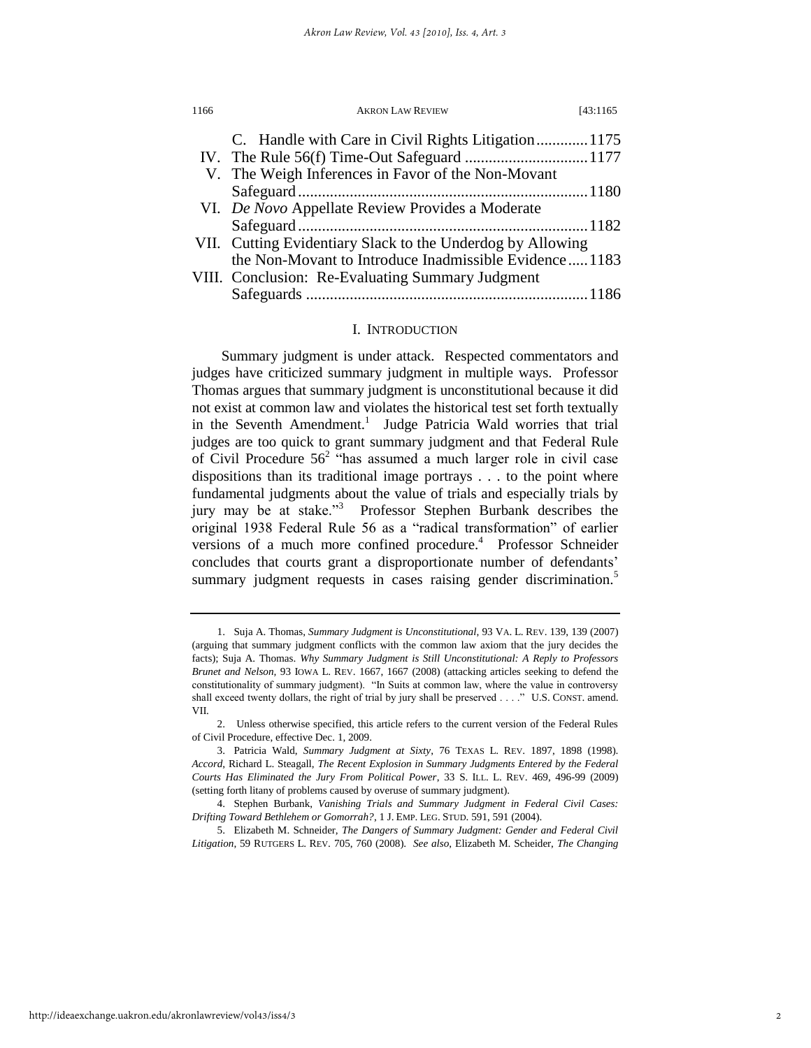C. Handle with Care in Civil Rights Litigation .............1175

IV. The Rule 56(f) Time-Out Safeguard ...............................1177

V. The Weigh Inferences in Favor of the Non-Movant Safeguard ........................................................................1180

VI. *De Novo* Appellate Review Provides a Moderate Safeguard ........................................................................1182

VII. Cutting Evidentiary Slack to the Underdog by Allowing the Non-Movant to Introduce Inadmissible Evidence .....1183

VIII. Conclusion: Re-Evaluating Summary Judgment Safeguards ......................................................................1186

## I. INTRODUCTION

Summary judgment is under attack. Respected commentators and judges have criticized summary judgment in multiple ways. Professor Thomas argues that summary judgment is unconstitutional because it did not exist at common law and violates the historical test set forth textually in the Seventh Amendment.[1] Judge Patricia Wald worries that trial judges are too quick to grant summary judgment and that Federal Rule of Civil Procedure 56[2] "has assumed a much larger role in civil case dispositions than its traditional image portrays . . . to the point where fundamental judgments about the value of trials and especially trials by jury may be at stake."[3] Professor Stephen Burbank describes the original 1938 Federal Rule 56 as a "radical transformation" of earlier versions of a much more confined procedure.[4] Professor Schneider concludes that courts grant a disproportionate number of defendants' summary judgment requests in cases raising gender discrimination.[5]

---

1. Suja A. Thomas, *Summary Judgment is Unconstitutional*, 93 VA. L. REV. 139, 139 (2007) (arguing that summary judgment conflicts with the common law axiom that the jury decides the facts); Suja A. Thomas. *Why Summary Judgment is Still Unconstitutional: A Reply to Professors Brunet and Nelson*, 93 IOWA L. REV. 1667, 1667 (2008) (attacking articles seeking to defend the constitutionality of summary judgment). "In Suits at common law, where the value in controversy shall exceed twenty dollars, the right of trial by jury shall be preserved . . . ." U.S. CONST. amend. VII.

2. Unless otherwise specified, this article refers to the current version of the Federal Rules of Civil Procedure, effective Dec. 1, 2009.

3. Patricia Wald, *Summary Judgment at Sixty*, 76 TEXAS L. REV. 1897, 1898 (1998). *Accord*, Richard L. Steagall, *The Recent Explosion in Summary Judgments Entered by the Federal Courts Has Eliminated the Jury From Political Power*, 33 S. ILL. L. REV. 469, 496-99 (2009) (setting forth litany of problems caused by overuse of summary judgment).

4. Stephen Burbank, *Vanishing Trials and Summary Judgment in Federal Civil Cases: Drifting Toward Bethlehem or Gomorrah?*, 1 J. EMP. LEG. STUD. 591, 591 (2004).

5. Elizabeth M. Schneider, *The Dangers of Summary Judgment: Gender and Federal Civil Litigation*, 59 RUTGERS L. REV. 705, 760 (2008). *See also*, Elizabeth M. Scheider, *The Changing*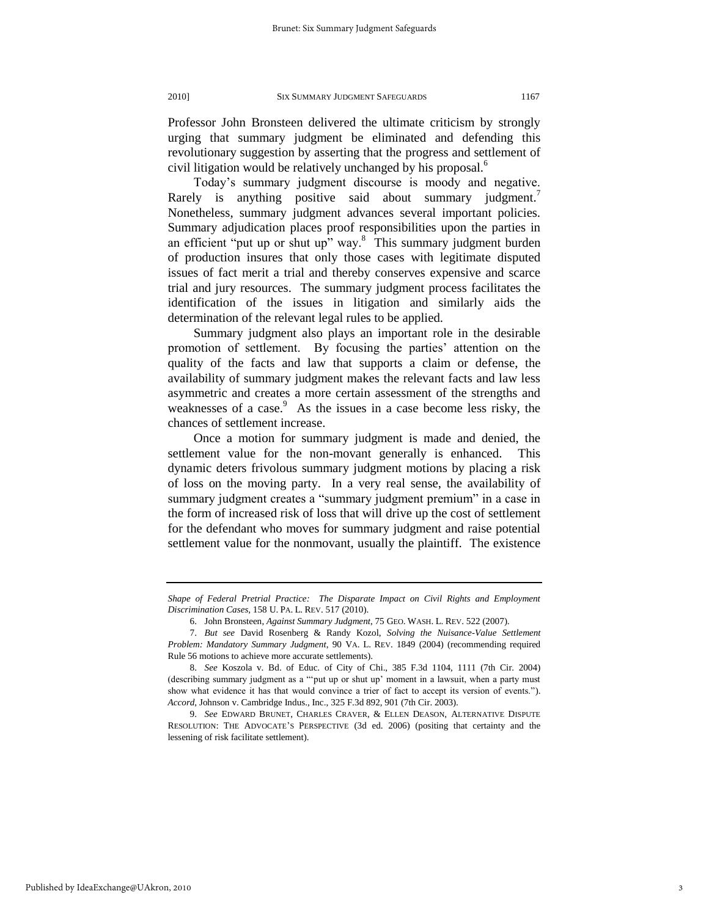Professor John Bronsteen delivered the ultimate criticism by strongly urging that summary judgment be eliminated and defending this revolutionary suggestion by asserting that the progress and settlement of civil litigation would be relatively unchanged by his proposal.[6]

Today's summary judgment discourse is moody and negative. Rarely is anything positive said about summary judgment.[7] Nonetheless, summary judgment advances several important policies. Summary adjudication places proof responsibilities upon the parties in an efficient "put up or shut up" way.[8] This summary judgment burden of production insures that only those cases with legitimate disputed issues of fact merit a trial and thereby conserves expensive and scarce trial and jury resources. The summary judgment process facilitates the identification of the issues in litigation and similarly aids the determination of the relevant legal rules to be applied.

Summary judgment also plays an important role in the desirable promotion of settlement. By focusing the parties' attention on the quality of the facts and law that supports a claim or defense, the availability of summary judgment makes the relevant facts and law less asymmetric and creates a more certain assessment of the strengths and weaknesses of a case.[9] As the issues in a case become less risky, the chances of settlement increase.

Once a motion for summary judgment is made and denied, the settlement value for the non-movant generally is enhanced. This dynamic deters frivolous summary judgment motions by placing a risk of loss on the moving party. In a very real sense, the availability of summary judgment creates a "summary judgment premium" in a case in the form of increased risk of loss that will drive up the cost of settlement for the defendant who moves for summary judgment and raise potential settlement value for the nonmovant, usually the plaintiff. The existence

---

*Shape of Federal Pretrial Practice: The Disparate Impact on Civil Rights and Employment Discrimination Cases*, 158 U. PA. L. REV. 517 (2010).

6. John Bronsteen, *Against Summary Judgment*, 75 GEO. WASH. L. REV. 522 (2007).

7. *But see* David Rosenberg & Randy Kozol, *Solving the Nuisance-Value Settlement Problem: Mandatory Summary Judgment*, 90 VA. L. REV. 1849 (2004) (recommending required Rule 56 motions to achieve more accurate settlements).

8. *See* Koszola v. Bd. of Educ. of City of Chi., 385 F.3d 1104, 1111 (7th Cir. 2004) (describing summary judgment as a "'put up or shut up' moment in a lawsuit, when a party must show what evidence it has that would convince a trier of fact to accept its version of events."). *Accord*, Johnson v. Cambridge Indus., Inc., 325 F.3d 892, 901 (7th Cir. 2003).

9. *See* EDWARD BRUNET, CHARLES CRAVER, & ELLEN DEASON, ALTERNATIVE DISPUTE RESOLUTION: THE ADVOCATE'S PERSPECTIVE (3d ed. 2006) (positing that certainty and the lessening of risk facilitate settlement).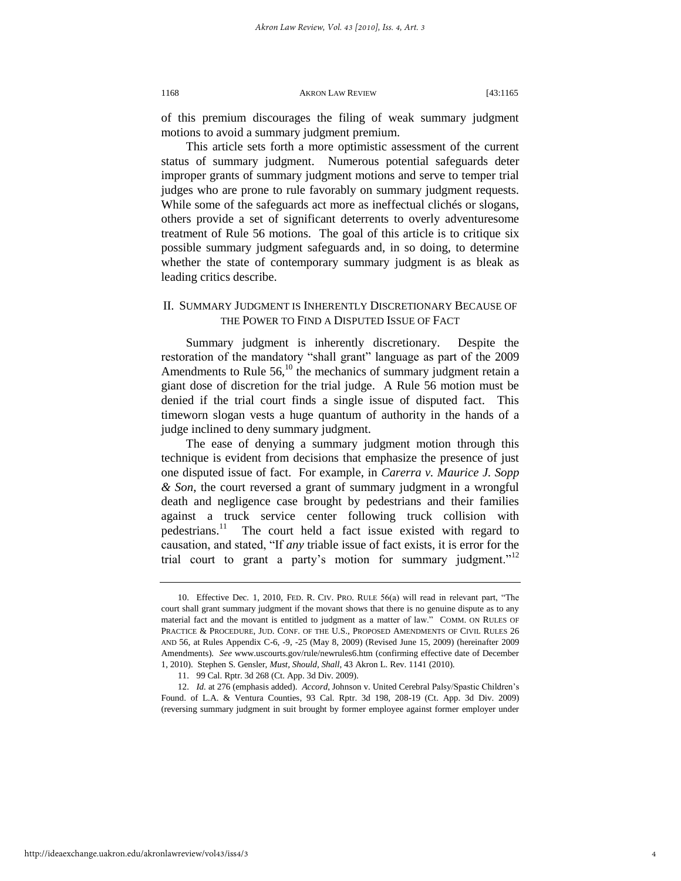of this premium discourages the filing of weak summary judgment motions to avoid a summary judgment premium.

This article sets forth a more optimistic assessment of the current status of summary judgment. Numerous potential safeguards deter improper grants of summary judgment motions and serve to temper trial judges who are prone to rule favorably on summary judgment requests. While some of the safeguards act more as ineffectual clichés or slogans, others provide a set of significant deterrents to overly adventuresome treatment of Rule 56 motions. The goal of this article is to critique six possible summary judgment safeguards and, in so doing, to determine whether the state of contemporary summary judgment is as bleak as leading critics describe.

## II. Summary Judgment Is Inherently Discretionary Because of the Power to Find a Disputed Issue of Fact

Summary judgment is inherently discretionary. Despite the restoration of the mandatory "shall grant" language as part of the 2009 Amendments to Rule 56,[10] the mechanics of summary judgment retain a giant dose of discretion for the trial judge. A Rule 56 motion must be denied if the trial court finds a single issue of disputed fact. This timeworn slogan vests a huge quantum of authority in the hands of a judge inclined to deny summary judgment.

The ease of denying a summary judgment motion through this technique is evident from decisions that emphasize the presence of just one disputed issue of fact. For example, in *Carerra v. Maurice J. Sopp & Son*, the court reversed a grant of summary judgment in a wrongful death and negligence case brought by pedestrians and their families against a truck service center following truck collision with pedestrians.[11] The court held a fact issue existed with regard to causation, and stated, "If *any* triable issue of fact exists, it is error for the trial court to grant a party's motion for summary judgment."[12]

---

10. Effective Dec. 1, 2010, Fed. R. Civ. Pro. Rule 56(a) will read in relevant part, "The court shall grant summary judgment if the movant shows that there is no genuine dispute as to any material fact and the movant is entitled to judgment as a matter of law." Comm. on Rules of Practice & Procedure, Jud. Conf. of the U.S., Proposed Amendments of Civil Rules 26 and 56, at Rules Appendix C-6, -9, -25 (May 8, 2009) (Revised June 15, 2009) (hereinafter 2009 Amendments). *See* www.uscourts.gov/rule/newrules6.htm (confirming effective date of December 1, 2010). Stephen S. Gensler, *Must, Should, Shall*, 43 Akron L. Rev. 1141 (2010).

11. 99 Cal. Rptr. 3d 268 (Ct. App. 3d Div. 2009).

12. *Id.* at 276 (emphasis added). *Accord*, Johnson v. United Cerebral Palsy/Spastic Children's Found. of L.A. & Ventura Counties, 93 Cal. Rptr. 3d 198, 208-19 (Ct. App. 3d Div. 2009) (reversing summary judgment in suit brought by former employee against former employer under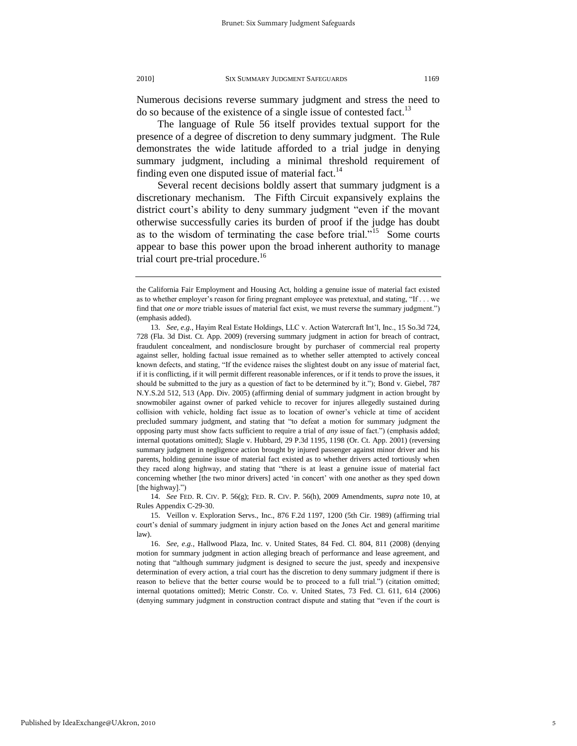Numerous decisions reverse summary judgment and stress the need to do so because of the existence of a single issue of contested fact.[13]

The language of Rule 56 itself provides textual support for the presence of a degree of discretion to deny summary judgment. The Rule demonstrates the wide latitude afforded to a trial judge in denying summary judgment, including a minimal threshold requirement of finding even one disputed issue of material fact.[14]

Several recent decisions boldly assert that summary judgment is a discretionary mechanism. The Fifth Circuit expansively explains the district court's ability to deny summary judgment "even if the movant otherwise successfully caries its burden of proof if the judge has doubt as to the wisdom of terminating the case before trial."[15] Some courts appear to base this power upon the broad inherent authority to manage trial court pre-trial procedure.[16]

---

the California Fair Employment and Housing Act, holding a genuine issue of material fact existed as to whether employer's reason for firing pregnant employee was pretextual, and stating, "If . . . we find that *one or more* triable issues of material fact exist, we must reverse the summary judgment.") (emphasis added).

13. *See, e.g.*, Hayim Real Estate Holdings, LLC v. Action Watercraft Int'l, Inc., 15 So.3d 724, 728 (Fla. 3d Dist. Ct. App. 2009) (reversing summary judgment in action for breach of contract, fraudulent concealment, and nondisclosure brought by purchaser of commercial real property against seller, holding factual issue remained as to whether seller attempted to actively conceal known defects, and stating, "If the evidence raises the slightest doubt on any issue of material fact, if it is conflicting, if it will permit different reasonable inferences, or if it tends to prove the issues, it should be submitted to the jury as a question of fact to be determined by it."); Bond v. Giebel, 787 N.Y.S.2d 512, 513 (App. Div. 2005) (affirming denial of summary judgment in action brought by snowmobiler against owner of parked vehicle to recover for injures allegedly sustained during collision with vehicle, holding fact issue as to location of owner's vehicle at time of accident precluded summary judgment, and stating that "to defeat a motion for summary judgment the opposing party must show facts sufficient to require a trial of *any* issue of fact.") (emphasis added; internal quotations omitted); Slagle v. Hubbard, 29 P.3d 1195, 1198 (Or. Ct. App. 2001) (reversing summary judgment in negligence action brought by injured passenger against minor driver and his parents, holding genuine issue of material fact existed as to whether drivers acted tortiously when they raced along highway, and stating that "there is at least a genuine issue of material fact concerning whether [the two minor drivers] acted 'in concert' with one another as they sped down [the highway].")

14. *See* FED. R. CIV. P. 56(g); FED. R. CIV. P. 56(h), 2009 Amendments, *supra* note 10, at Rules Appendix C-29-30.

15. Veillon v. Exploration Servs., Inc., 876 F.2d 1197, 1200 (5th Cir. 1989) (affirming trial court's denial of summary judgment in injury action based on the Jones Act and general maritime law).

16. *See, e.g.*, Hallwood Plaza, Inc. v. United States, 84 Fed. Cl. 804, 811 (2008) (denying motion for summary judgment in action alleging breach of performance and lease agreement, and noting that "although summary judgment is designed to secure the just, speedy and inexpensive determination of every action, a trial court has the discretion to deny summary judgment if there is reason to believe that the better course would be to proceed to a full trial.") (citation omitted; internal quotations omitted); Metric Constr. Co. v. United States, 73 Fed. Cl. 611, 614 (2006) (denying summary judgment in construction contract dispute and stating that "even if the court is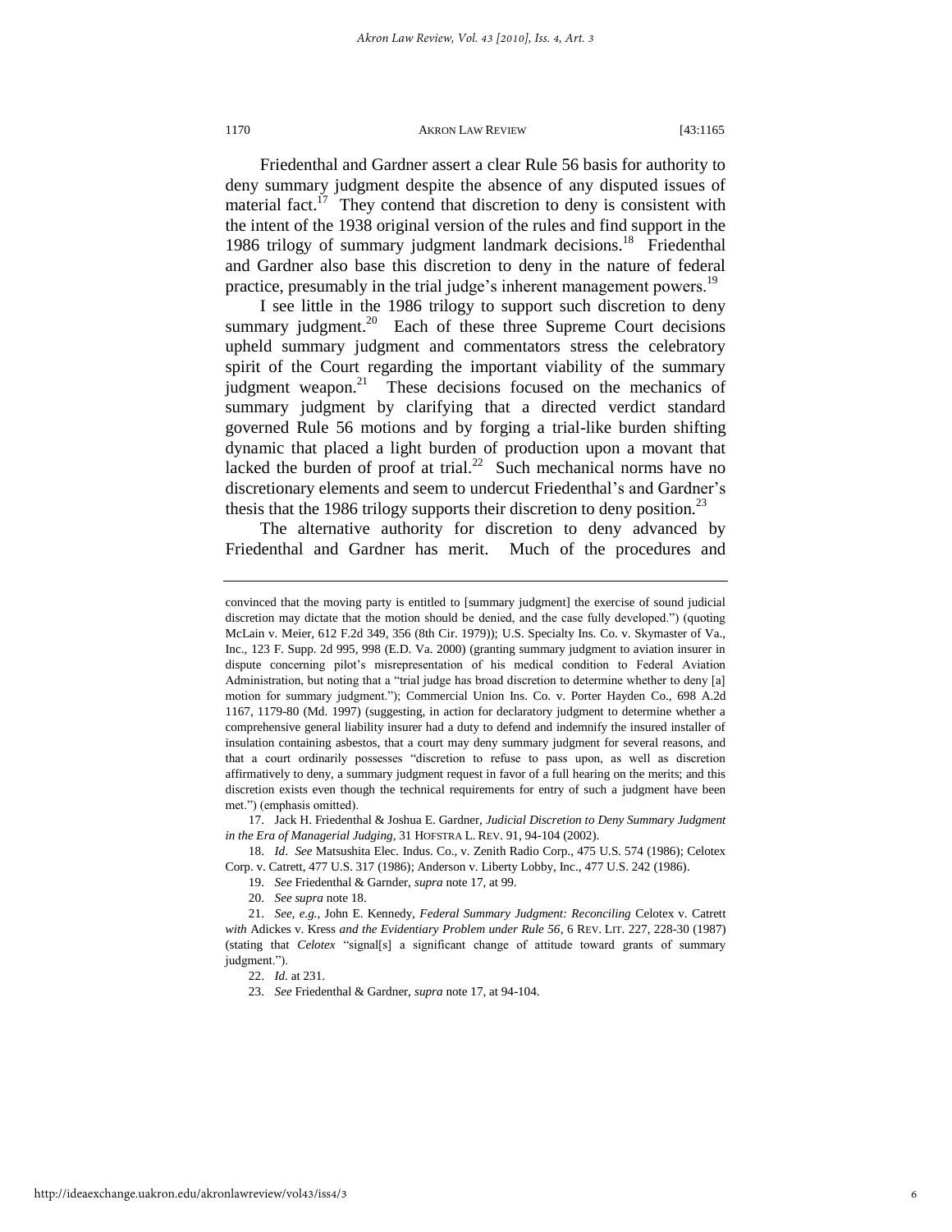Friedenthal and Gardner assert a clear Rule 56 basis for authority to deny summary judgment despite the absence of any disputed issues of material fact.[17] They contend that discretion to deny is consistent with the intent of the 1938 original version of the rules and find support in the 1986 trilogy of summary judgment landmark decisions.[18] Friedenthal and Gardner also base this discretion to deny in the nature of federal practice, presumably in the trial judge's inherent management powers.[19]

I see little in the 1986 trilogy to support such discretion to deny summary judgment.[20] Each of these three Supreme Court decisions upheld summary judgment and commentators stress the celebratory spirit of the Court regarding the important viability of the summary judgment weapon.[21] These decisions focused on the mechanics of summary judgment by clarifying that a directed verdict standard governed Rule 56 motions and by forging a trial-like burden shifting dynamic that placed a light burden of production upon a movant that lacked the burden of proof at trial.[22] Such mechanical norms have no discretionary elements and seem to undercut Friedenthal's and Gardner's thesis that the 1986 trilogy supports their discretion to deny position.[23]

The alternative authority for discretion to deny advanced by Friedenthal and Gardner has merit. Much of the procedures and

---

convinced that the moving party is entitled to [summary judgment] the exercise of sound judicial discretion may dictate that the motion should be denied, and the case fully developed.") (quoting McLain v. Meier, 612 F.2d 349, 356 (8th Cir. 1979)); U.S. Specialty Ins. Co. v. Skymaster of Va., Inc., 123 F. Supp. 2d 995, 998 (E.D. Va. 2000) (granting summary judgment to aviation insurer in dispute concerning pilot's misrepresentation of his medical condition to Federal Aviation Administration, but noting that a "trial judge has broad discretion to determine whether to deny [a] motion for summary judgment."); Commercial Union Ins. Co. v. Porter Hayden Co., 698 A.2d 1167, 1179-80 (Md. 1997) (suggesting, in action for declaratory judgment to determine whether a comprehensive general liability insurer had a duty to defend and indemnify the insured installer of insulation containing asbestos, that a court may deny summary judgment for several reasons, and that a court ordinarily possesses "discretion to refuse to pass upon, as well as discretion affirmatively to deny, a summary judgment request in favor of a full hearing on the merits; and this discretion exists even though the technical requirements for entry of such a judgment have been met.") (emphasis omitted).

17. Jack H. Friedenthal & Joshua E. Gardner, *Judicial Discretion to Deny Summary Judgment in the Era of Managerial Judging*, 31 HOFSTRA L. REV. 91, 94-104 (2002).

18. *Id*. *See* Matsushita Elec. Indus. Co., v. Zenith Radio Corp., 475 U.S. 574 (1986); Celotex Corp. v. Catrett, 477 U.S. 317 (1986); Anderson v. Liberty Lobby, Inc., 477 U.S. 242 (1986).

19. *See* Friedenthal & Garnder, *supra* note 17, at 99.

20. *See supra* note 18.

21. *See, e.g.*, John E. Kennedy, *Federal Summary Judgment: Reconciling* Celotex v. Catrett *with* Adickes v. Kress *and the Evidentiary Problem under Rule 56*, 6 REV. LIT. 227, 228-30 (1987) (stating that *Celotex* "signal[s] a significant change of attitude toward grants of summary judgment.").

22. *Id.* at 231.

23. *See* Friedenthal & Gardner, *supra* note 17, at 94-104.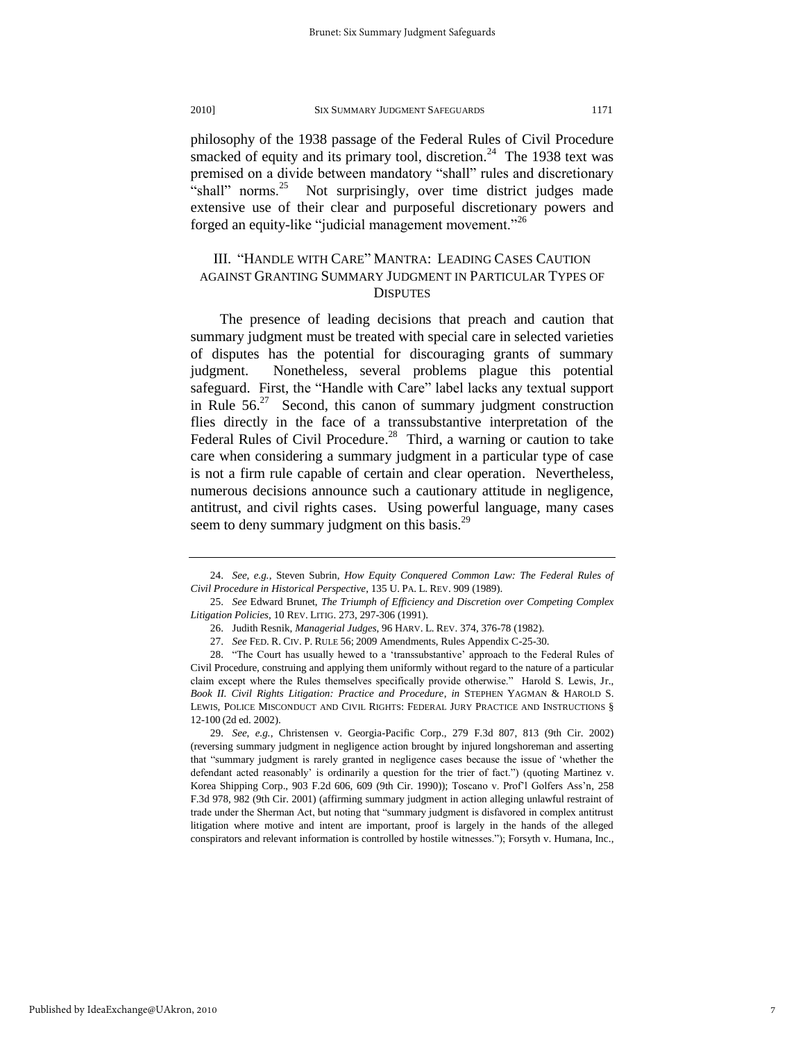philosophy of the 1938 passage of the Federal Rules of Civil Procedure smacked of equity and its primary tool, discretion.[24] The 1938 text was premised on a divide between mandatory "shall" rules and discretionary "shall" norms.[25] Not surprisingly, over time district judges made extensive use of their clear and purposeful discretionary powers and forged an equity-like "judicial management movement."[26]

## III. "Handle with Care" Mantra: Leading Cases Caution against Granting Summary Judgment in Particular Types of Disputes

The presence of leading decisions that preach and caution that summary judgment must be treated with special care in selected varieties of disputes has the potential for discouraging grants of summary judgment. Nonetheless, several problems plague this potential safeguard. First, the "Handle with Care" label lacks any textual support in Rule 56.[27] Second, this canon of summary judgment construction flies directly in the face of a transsubstantive interpretation of the Federal Rules of Civil Procedure.[28] Third, a warning or caution to take care when considering a summary judgment in a particular type of case is not a firm rule capable of certain and clear operation. Nevertheless, numerous decisions announce such a cautionary attitude in negligence, antitrust, and civil rights cases. Using powerful language, many cases seem to deny summary judgment on this basis.[29]

---

24. *See, e.g.*, Steven Subrin, *How Equity Conquered Common Law: The Federal Rules of Civil Procedure in Historical Perspective*, 135 U. PA. L. REV. 909 (1989).

25. *See* Edward Brunet, *The Triumph of Efficiency and Discretion over Competing Complex Litigation Policies*, 10 REV. LITIG. 273, 297-306 (1991).

26. Judith Resnik, *Managerial Judges*, 96 HARV. L. REV. 374, 376-78 (1982).

27. *See* FED. R. CIV. P. RULE 56; 2009 Amendments, Rules Appendix C-25-30.

28. "The Court has usually hewed to a 'transsubstantive' approach to the Federal Rules of Civil Procedure, construing and applying them uniformly without regard to the nature of a particular claim except where the Rules themselves specifically provide otherwise." Harold S. Lewis, Jr., *Book II. Civil Rights Litigation: Practice and Procedure*, *in* STEPHEN YAGMAN & HAROLD S. LEWIS, POLICE MISCONDUCT AND CIVIL RIGHTS: FEDERAL JURY PRACTICE AND INSTRUCTIONS § 12-100 (2d ed. 2002).

29. *See, e.g.*, Christensen v. Georgia-Pacific Corp., 279 F.3d 807, 813 (9th Cir. 2002) (reversing summary judgment in negligence action brought by injured longshoreman and asserting that "summary judgment is rarely granted in negligence cases because the issue of 'whether the defendant acted reasonably' is ordinarily a question for the trier of fact.") (quoting Martinez v. Korea Shipping Corp., 903 F.2d 606, 609 (9th Cir. 1990)); Toscano v. Prof'l Golfers Ass'n, 258 F.3d 978, 982 (9th Cir. 2001) (affirming summary judgment in action alleging unlawful restraint of trade under the Sherman Act, but noting that "summary judgment is disfavored in complex antitrust litigation where motive and intent are important, proof is largely in the hands of the alleged conspirators and relevant information is controlled by hostile witnesses."); Forsyth v. Humana, Inc.,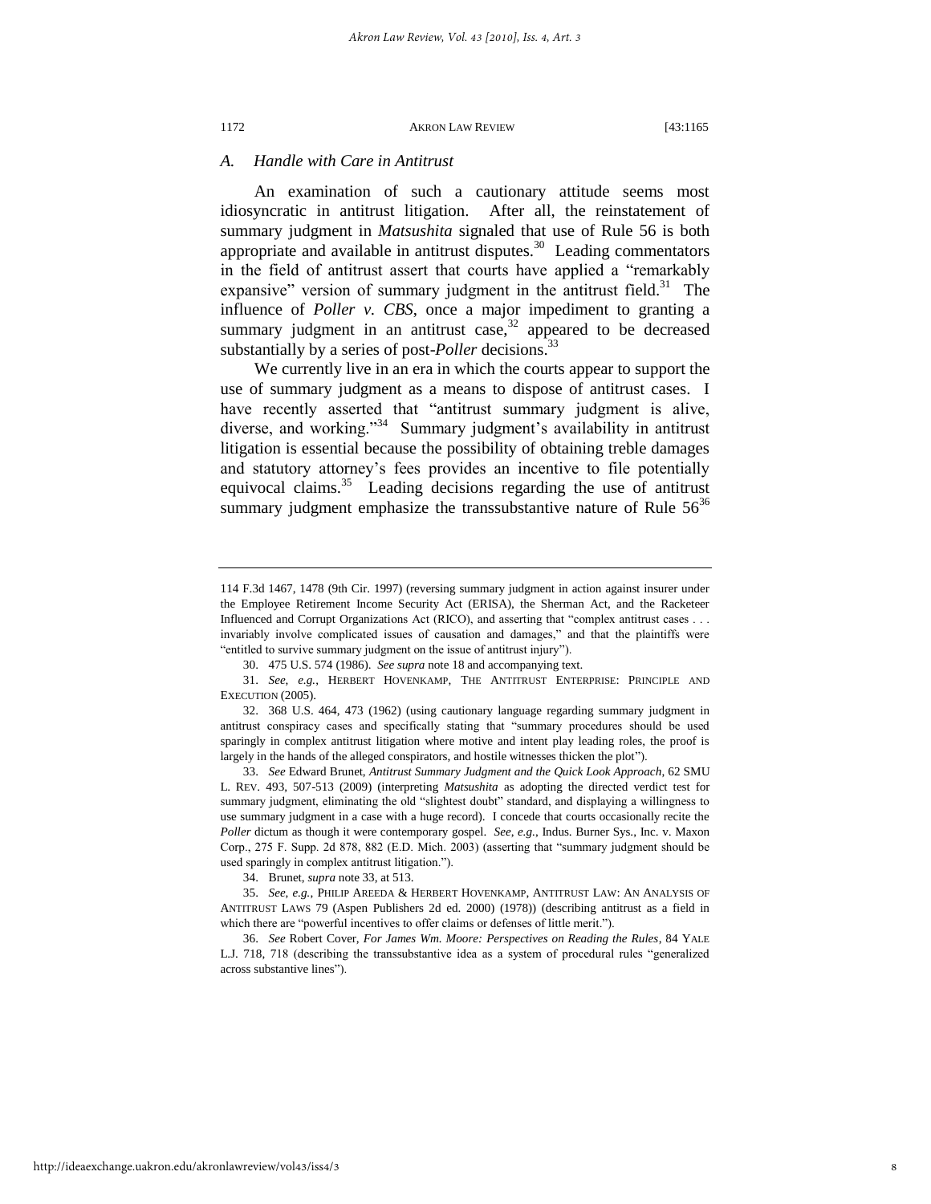## *A. Handle with Care in Antitrust*

An examination of such a cautionary attitude seems most idiosyncratic in antitrust litigation. After all, the reinstatement of summary judgment in *Matsushita* signaled that use of Rule 56 is both appropriate and available in antitrust disputes.[30] Leading commentators in the field of antitrust assert that courts have applied a "remarkably expansive" version of summary judgment in the antitrust field.[31] The influence of *Poller v. CBS*, once a major impediment to granting a summary judgment in an antitrust case,[32] appeared to be decreased substantially by a series of post-*Poller* decisions.[33]

We currently live in an era in which the courts appear to support the use of summary judgment as a means to dispose of antitrust cases. I have recently asserted that "antitrust summary judgment is alive, diverse, and working."[34] Summary judgment's availability in antitrust litigation is essential because the possibility of obtaining treble damages and statutory attorney's fees provides an incentive to file potentially equivocal claims.[35] Leading decisions regarding the use of antitrust summary judgment emphasize the transsubstantive nature of Rule 56[36]

---

114 F.3d 1467, 1478 (9th Cir. 1997) (reversing summary judgment in action against insurer under the Employee Retirement Income Security Act (ERISA), the Sherman Act, and the Racketeer Influenced and Corrupt Organizations Act (RICO), and asserting that "complex antitrust cases . . . invariably involve complicated issues of causation and damages," and that the plaintiffs were "entitled to survive summary judgment on the issue of antitrust injury").

30. 475 U.S. 574 (1986). *See supra* note 18 and accompanying text.

31. *See, e.g.*, HERBERT HOVENKAMP, THE ANTITRUST ENTERPRISE: PRINCIPLE AND EXECUTION (2005).

32. 368 U.S. 464, 473 (1962) (using cautionary language regarding summary judgment in antitrust conspiracy cases and specifically stating that "summary procedures should be used sparingly in complex antitrust litigation where motive and intent play leading roles, the proof is largely in the hands of the alleged conspirators, and hostile witnesses thicken the plot").

33. *See* Edward Brunet, *Antitrust Summary Judgment and the Quick Look Approach*, 62 SMU L. REV. 493, 507-513 (2009) (interpreting *Matsushita* as adopting the directed verdict test for summary judgment, eliminating the old "slightest doubt" standard, and displaying a willingness to use summary judgment in a case with a huge record). I concede that courts occasionally recite the *Poller* dictum as though it were contemporary gospel. *See, e.g.*, Indus. Burner Sys., Inc. v. Maxon Corp., 275 F. Supp. 2d 878, 882 (E.D. Mich. 2003) (asserting that "summary judgment should be used sparingly in complex antitrust litigation.").

34. Brunet, *supra* note 33, at 513.

35. *See, e.g.*, PHILIP AREEDA & HERBERT HOVENKAMP, ANTITRUST LAW: AN ANALYSIS OF ANTITRUST LAWS 79 (Aspen Publishers 2d ed. 2000) (1978)) (describing antitrust as a field in which there are "powerful incentives to offer claims or defenses of little merit.").

36. *See* Robert Cover, *For James Wm. Moore: Perspectives on Reading the Rules*, 84 YALE L.J. 718, 718 (describing the transsubstantive idea as a system of procedural rules "generalized across substantive lines").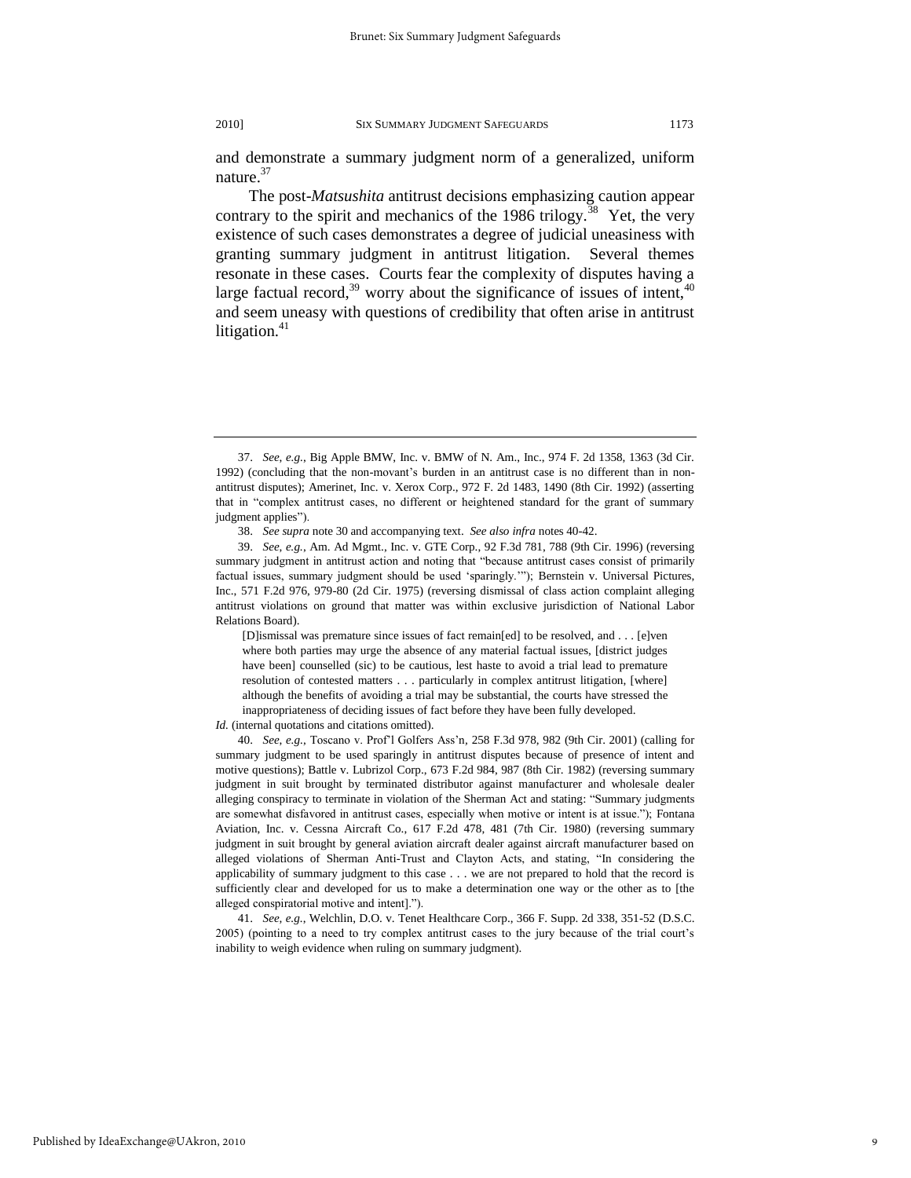and demonstrate a summary judgment norm of a generalized, uniform nature.[37]

The post-*Matsushita* antitrust decisions emphasizing caution appear contrary to the spirit and mechanics of the 1986 trilogy.[38] Yet, the very existence of such cases demonstrates a degree of judicial uneasiness with granting summary judgment in antitrust litigation. Several themes resonate in these cases. Courts fear the complexity of disputes having a large factual record,[39] worry about the significance of issues of intent,[40] and seem uneasy with questions of credibility that often arise in antitrust litigation.[41]

---

37. *See, e.g.*, Big Apple BMW, Inc. v. BMW of N. Am., Inc., 974 F. 2d 1358, 1363 (3d Cir. 1992) (concluding that the non-movant's burden in an antitrust case is no different than in non-antitrust disputes); Amerinet, Inc. v. Xerox Corp., 972 F. 2d 1483, 1490 (8th Cir. 1992) (asserting that in "complex antitrust cases, no different or heightened standard for the grant of summary judgment applies").

38. *See supra* note 30 and accompanying text. *See also infra* notes 40-42.

39. *See, e.g.*, Am. Ad Mgmt., Inc. v. GTE Corp., 92 F.3d 781, 788 (9th Cir. 1996) (reversing summary judgment in antitrust action and noting that "because antitrust cases consist of primarily factual issues, summary judgment should be used 'sparingly.'"); Bernstein v. Universal Pictures, Inc., 571 F.2d 976, 979-80 (2d Cir. 1975) (reversing dismissal of class action complaint alleging antitrust violations on ground that matter was within exclusive jurisdiction of National Labor Relations Board).

> [D]ismissal was premature since issues of fact remain[ed] to be resolved, and . . . [e]ven where both parties may urge the absence of any material factual issues, [district judges have been] counselled (sic) to be cautious, lest haste to avoid a trial lead to premature resolution of contested matters . . . particularly in complex antitrust litigation, [where] although the benefits of avoiding a trial may be substantial, the courts have stressed the inappropriateness of deciding issues of fact before they have been fully developed.

*Id.* (internal quotations and citations omitted).

40. *See, e.g.*, Toscano v. Prof'l Golfers Ass'n, 258 F.3d 978, 982 (9th Cir. 2001) (calling for summary judgment to be used sparingly in antitrust disputes because of presence of intent and motive questions); Battle v. Lubrizol Corp., 673 F.2d 984, 987 (8th Cir. 1982) (reversing summary judgment in suit brought by terminated distributor against manufacturer and wholesale dealer alleging conspiracy to terminate in violation of the Sherman Act and stating: "Summary judgments are somewhat disfavored in antitrust cases, especially when motive or intent is at issue."); Fontana Aviation, Inc. v. Cessna Aircraft Co., 617 F.2d 478, 481 (7th Cir. 1980) (reversing summary judgment in suit brought by general aviation aircraft dealer against aircraft manufacturer based on alleged violations of Sherman Anti-Trust and Clayton Acts, and stating, "In considering the applicability of summary judgment to this case . . . we are not prepared to hold that the record is sufficiently clear and developed for us to make a determination one way or the other as to [the alleged conspiratorial motive and intent].").

41. *See, e.g.*, Welchlin, D.O. v. Tenet Healthcare Corp., 366 F. Supp. 2d 338, 351-52 (D.S.C. 2005) (pointing to a need to try complex antitrust cases to the jury because of the trial court's inability to weigh evidence when ruling on summary judgment).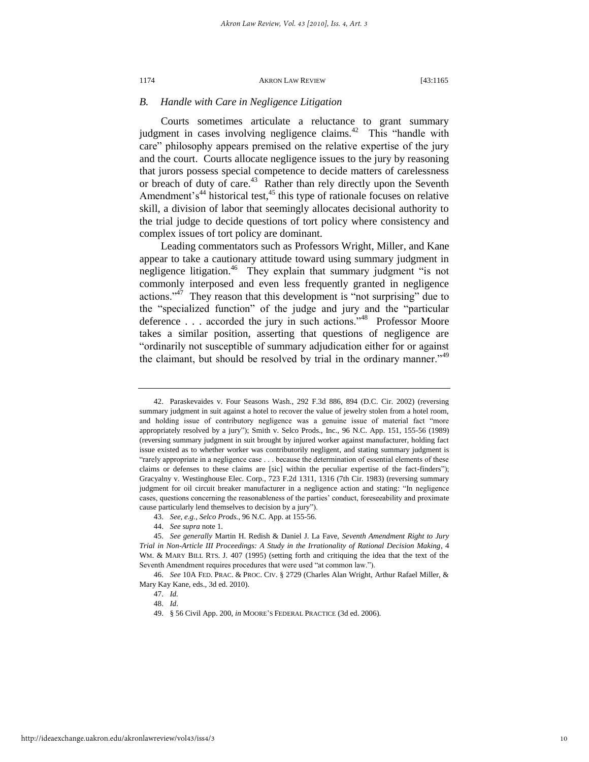### *B. Handle with Care in Negligence Litigation*

Courts sometimes articulate a reluctance to grant summary judgment in cases involving negligence claims.[42] This "handle with care" philosophy appears premised on the relative expertise of the jury and the court. Courts allocate negligence issues to the jury by reasoning that jurors possess special competence to decide matters of carelessness or breach of duty of care.[43] Rather than rely directly upon the Seventh Amendment's[44] historical test,[45] this type of rationale focuses on relative skill, a division of labor that seemingly allocates decisional authority to the trial judge to decide questions of tort policy where consistency and complex issues of tort policy are dominant.

Leading commentators such as Professors Wright, Miller, and Kane appear to take a cautionary attitude toward using summary judgment in negligence litigation.[46] They explain that summary judgment "is not commonly interposed and even less frequently granted in negligence actions."[47] They reason that this development is "not surprising" due to the "specialized function" of the judge and jury and the "particular deference . . . accorded the jury in such actions."[48] Professor Moore takes a similar position, asserting that questions of negligence are "ordinarily not susceptible of summary adjudication either for or against the claimant, but should be resolved by trial in the ordinary manner."[49]

---

42. Paraskevaides v. Four Seasons Wash., 292 F.3d 886, 894 (D.C. Cir. 2002) (reversing summary judgment in suit against a hotel to recover the value of jewelry stolen from a hotel room, and holding issue of contributory negligence was a genuine issue of material fact "more appropriately resolved by a jury"); Smith v. Selco Prods., Inc., 96 N.C. App. 151, 155-56 (1989) (reversing summary judgment in suit brought by injured worker against manufacturer, holding fact issue existed as to whether worker was contributorily negligent, and stating summary judgment is "rarely appropriate in a negligence case . . . because the determination of essential elements of these claims or defenses to these claims are [sic] within the peculiar expertise of the fact-finders"); Gracyalny v. Westinghouse Elec. Corp., 723 F.2d 1311, 1316 (7th Cir. 1983) (reversing summary judgment for oil circuit breaker manufacturer in a negligence action and stating: "In negligence cases, questions concerning the reasonableness of the parties' conduct, foreseeability and proximate cause particularly lend themselves to decision by a jury").

43. *See, e.g.*, *Selco Prods.*, 96 N.C. App. at 155-56.

44. *See supra* note 1.

45. *See generally* Martin H. Redish & Daniel J. La Fave, *Seventh Amendment Right to Jury Trial in Non-Article III Proceedings: A Study in the Irrationality of Rational Decision Making*, 4 WM. & MARY BILL RTS. J. 407 (1995) (setting forth and critiquing the idea that the text of the Seventh Amendment requires procedures that were used "at common law.").

46. *See* 10A FED. PRAC. & PROC. CIV. § 2729 (Charles Alan Wright, Arthur Rafael Miller, & Mary Kay Kane, eds., 3d ed. 2010).

47. *Id.*

48. *Id*.

49. § 56 Civil App. 200, *in* MOORE'S FEDERAL PRACTICE (3d ed. 2006).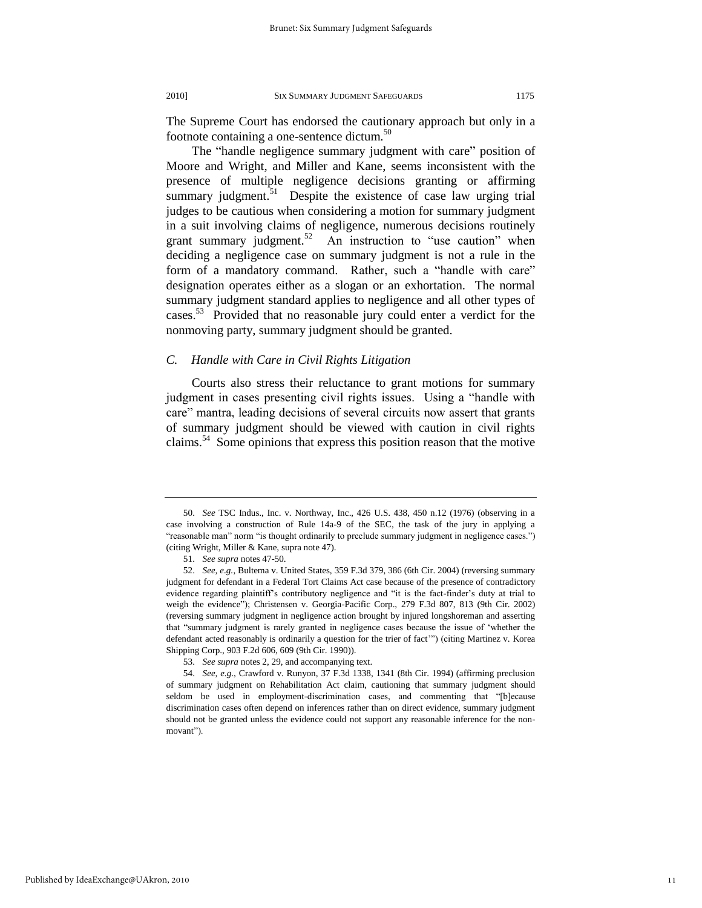The Supreme Court has endorsed the cautionary approach but only in a footnote containing a one-sentence dictum.[50]

The "handle negligence summary judgment with care" position of Moore and Wright, and Miller and Kane, seems inconsistent with the presence of multiple negligence decisions granting or affirming summary judgment.[51] Despite the existence of case law urging trial judges to be cautious when considering a motion for summary judgment in a suit involving claims of negligence, numerous decisions routinely grant summary judgment.[52] An instruction to "use caution" when deciding a negligence case on summary judgment is not a rule in the form of a mandatory command. Rather, such a "handle with care" designation operates either as a slogan or an exhortation. The normal summary judgment standard applies to negligence and all other types of cases.[53] Provided that no reasonable jury could enter a verdict for the nonmoving party, summary judgment should be granted.

### *C. Handle with Care in Civil Rights Litigation*

Courts also stress their reluctance to grant motions for summary judgment in cases presenting civil rights issues. Using a "handle with care" mantra, leading decisions of several circuits now assert that grants of summary judgment should be viewed with caution in civil rights claims.[54] Some opinions that express this position reason that the motive

---

50. *See* TSC Indus., Inc. v. Northway, Inc., 426 U.S. 438, 450 n.12 (1976) (observing in a case involving a construction of Rule 14a-9 of the SEC, the task of the jury in applying a "reasonable man" norm "is thought ordinarily to preclude summary judgment in negligence cases.") (citing Wright, Miller & Kane, supra note 47).

51. *See supra* notes 47-50.

52. *See, e.g.*, Bultema v. United States, 359 F.3d 379, 386 (6th Cir. 2004) (reversing summary judgment for defendant in a Federal Tort Claims Act case because of the presence of contradictory evidence regarding plaintiff's contributory negligence and "it is the fact-finder's duty at trial to weigh the evidence"); Christensen v. Georgia-Pacific Corp., 279 F.3d 807, 813 (9th Cir. 2002) (reversing summary judgment in negligence action brought by injured longshoreman and asserting that "summary judgment is rarely granted in negligence cases because the issue of 'whether the defendant acted reasonably is ordinarily a question for the trier of fact'") (citing Martinez v. Korea Shipping Corp., 903 F.2d 606, 609 (9th Cir. 1990)).

53. *See supra* notes 2, 29, and accompanying text.

54. *See, e.g.*, Crawford v. Runyon, 37 F.3d 1338, 1341 (8th Cir. 1994) (affirming preclusion of summary judgment on Rehabilitation Act claim, cautioning that summary judgment should seldom be used in employment-discrimination cases, and commenting that "[b]ecause discrimination cases often depend on inferences rather than on direct evidence, summary judgment should not be granted unless the evidence could not support any reasonable inference for the non-movant").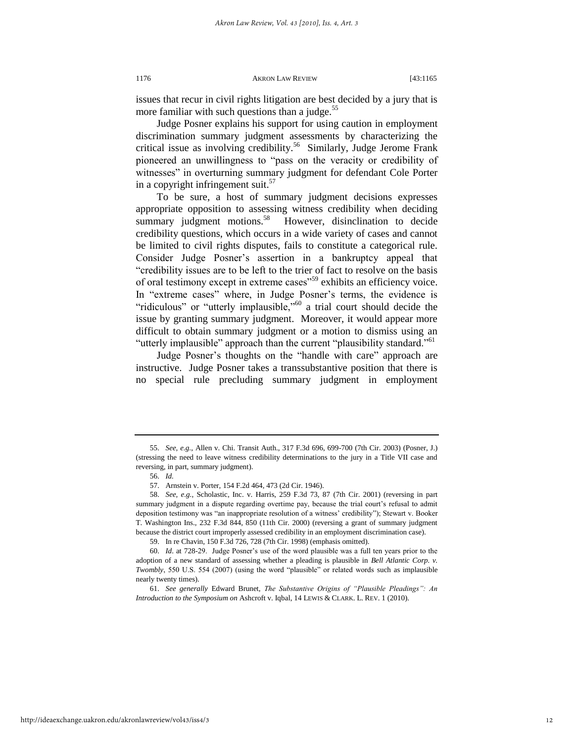issues that recur in civil rights litigation are best decided by a jury that is more familiar with such questions than a judge.[55]

Judge Posner explains his support for using caution in employment discrimination summary judgment assessments by characterizing the critical issue as involving credibility.[56] Similarly, Judge Jerome Frank pioneered an unwillingness to "pass on the veracity or credibility of witnesses" in overturning summary judgment for defendant Cole Porter in a copyright infringement suit.[57]

To be sure, a host of summary judgment decisions expresses appropriate opposition to assessing witness credibility when deciding summary judgment motions.[58] However, disinclination to decide credibility questions, which occurs in a wide variety of cases and cannot be limited to civil rights disputes, fails to constitute a categorical rule. Consider Judge Posner's assertion in a bankruptcy appeal that "credibility issues are to be left to the trier of fact to resolve on the basis of oral testimony except in extreme cases"[59] exhibits an efficiency voice. In "extreme cases" where, in Judge Posner's terms, the evidence is "ridiculous" or "utterly implausible,"[60] a trial court should decide the issue by granting summary judgment. Moreover, it would appear more difficult to obtain summary judgment or a motion to dismiss using an "utterly implausible" approach than the current "plausibility standard."[61]

Judge Posner's thoughts on the "handle with care" approach are instructive. Judge Posner takes a transsubstantive position that there is no special rule precluding summary judgment in employment

---

55. *See, e.g.*, Allen v. Chi. Transit Auth., 317 F.3d 696, 699-700 (7th Cir. 2003) (Posner, J.) (stressing the need to leave witness credibility determinations to the jury in a Title VII case and reversing, in part, summary judgment).

56. *Id.*

57. Arnstein v. Porter, 154 F.2d 464, 473 (2d Cir. 1946).

58. *See, e.g.*, Scholastic, Inc. v. Harris, 259 F.3d 73, 87 (7th Cir. 2001) (reversing in part summary judgment in a dispute regarding overtime pay, because the trial court's refusal to admit deposition testimony was "an inappropriate resolution of a witness' credibility"); Stewart v. Booker T. Washington Ins., 232 F.3d 844, 850 (11th Cir. 2000) (reversing a grant of summary judgment because the district court improperly assessed credibility in an employment discrimination case).

59. In re Chavin, 150 F.3d 726, 728 (7th Cir. 1998) (emphasis omitted).

60. *Id*. at 728-29. Judge Posner's use of the word plausible was a full ten years prior to the adoption of a new standard of assessing whether a pleading is plausible in *Bell Atlantic Corp. v. Twombly*, 550 U.S. 554 (2007) (using the word "plausible" or related words such as implausible nearly twenty times).

61. *See generally* Edward Brunet, *The Substantive Origins of "Plausible Pleadings": An Introduction to the Symposium on* Ashcroft v. Iqbal, 14 LEWIS & CLARK. L. REV. 1 (2010).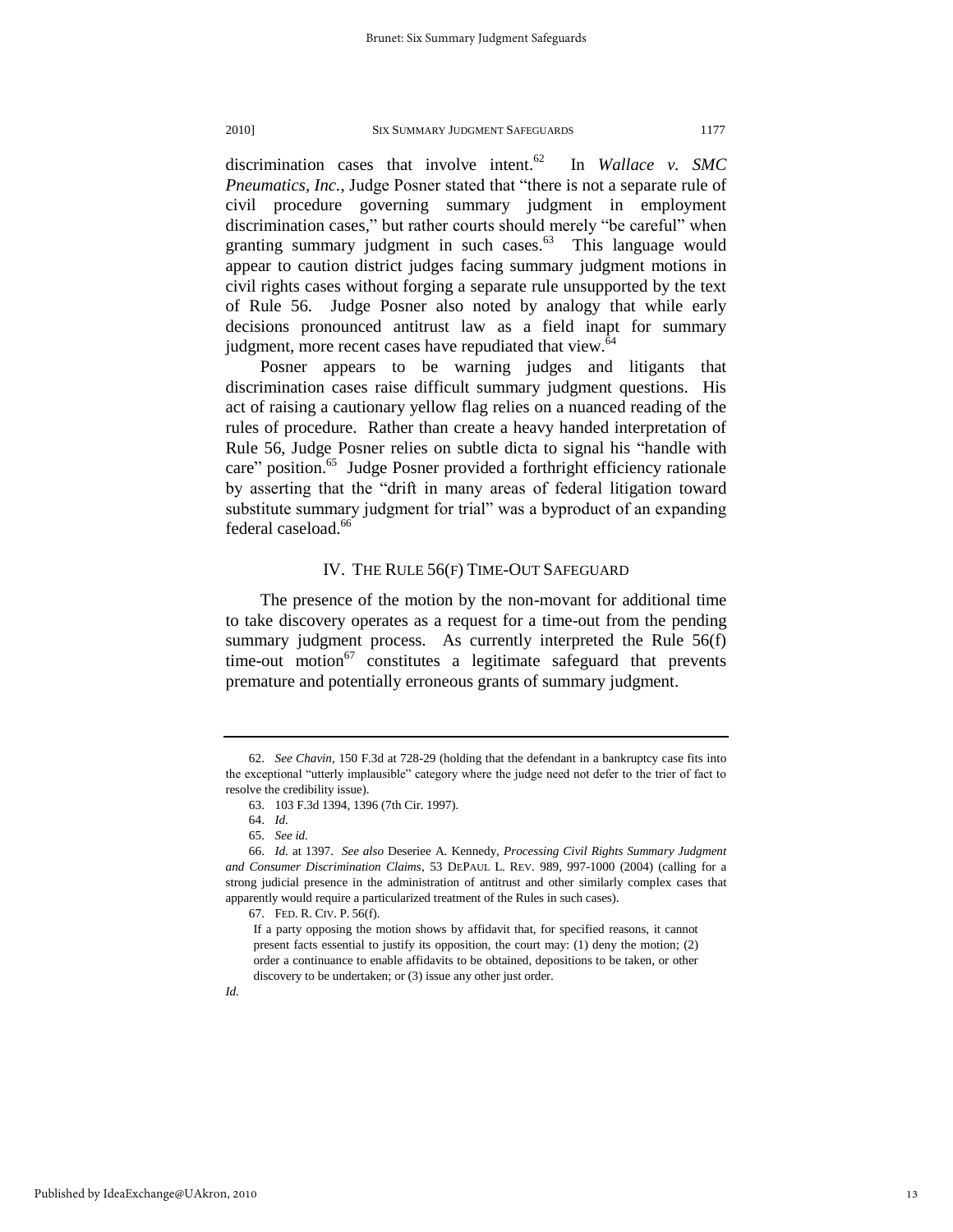discrimination cases that involve intent.[62] In *Wallace v. SMC Pneumatics, Inc.*, Judge Posner stated that "there is not a separate rule of civil procedure governing summary judgment in employment discrimination cases," but rather courts should merely "be careful" when granting summary judgment in such cases.[63] This language would appear to caution district judges facing summary judgment motions in civil rights cases without forging a separate rule unsupported by the text of Rule 56. Judge Posner also noted by analogy that while early decisions pronounced antitrust law as a field inapt for summary judgment, more recent cases have repudiated that view.[64]

Posner appears to be warning judges and litigants that discrimination cases raise difficult summary judgment questions. His act of raising a cautionary yellow flag relies on a nuanced reading of the rules of procedure. Rather than create a heavy handed interpretation of Rule 56, Judge Posner relies on subtle dicta to signal his "handle with care" position.[65] Judge Posner provided a forthright efficiency rationale by asserting that the "drift in many areas of federal litigation toward substitute summary judgment for trial" was a byproduct of an expanding federal caseload.[66]

## IV. THE RULE 56(F) TIME-OUT SAFEGUARD

The presence of the motion by the non-movant for additional time to take discovery operates as a request for a time-out from the pending summary judgment process. As currently interpreted the Rule 56(f) time-out motion[67] constitutes a legitimate safeguard that prevents premature and potentially erroneous grants of summary judgment.

---

62. *See Chavin*, 150 F.3d at 728-29 (holding that the defendant in a bankruptcy case fits into the exceptional "utterly implausible" category where the judge need not defer to the trier of fact to resolve the credibility issue).

63. 103 F.3d 1394, 1396 (7th Cir. 1997).

64. *Id.*

65. *See id.*

66. *Id.* at 1397. *See also* Deseriee A. Kennedy, *Processing Civil Rights Summary Judgment and Consumer Discrimination Claims*, 53 DEPAUL L. REV. 989, 997-1000 (2004) (calling for a strong judicial presence in the administration of antitrust and other similarly complex cases that apparently would require a particularized treatment of the Rules in such cases).

67. FED. R. CIV. P. 56(f).

> If a party opposing the motion shows by affidavit that, for specified reasons, it cannot present facts essential to justify its opposition, the court may: (1) deny the motion; (2) order a continuance to enable affidavits to be obtained, depositions to be taken, or other discovery to be undertaken; or (3) issue any other just order.

*Id.*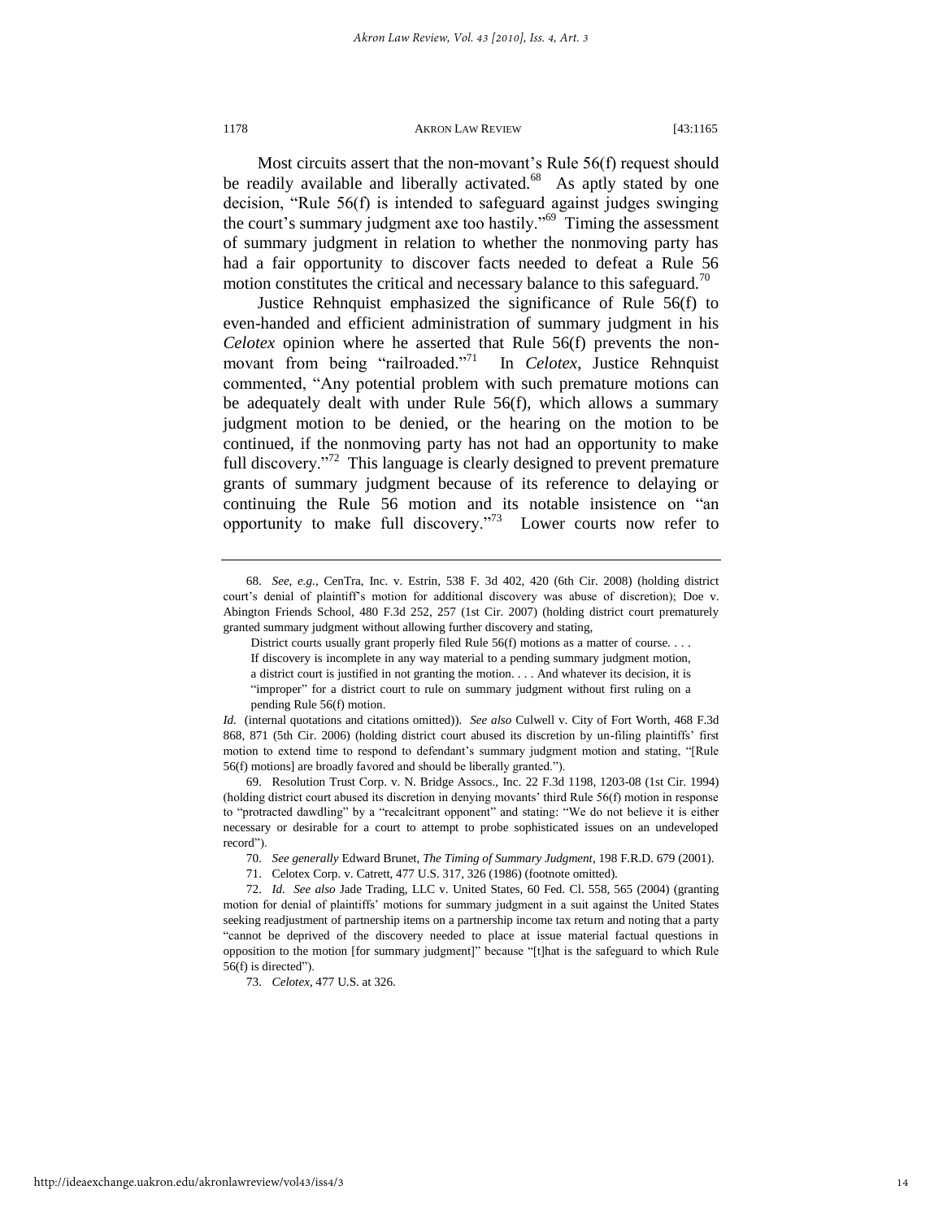Most circuits assert that the non-movant's Rule 56(f) request should be readily available and liberally activated.[68] As aptly stated by one decision, "Rule 56(f) is intended to safeguard against judges swinging the court's summary judgment axe too hastily."[69] Timing the assessment of summary judgment in relation to whether the nonmoving party has had a fair opportunity to discover facts needed to defeat a Rule 56 motion constitutes the critical and necessary balance to this safeguard.[70]

Justice Rehnquist emphasized the significance of Rule 56(f) to even-handed and efficient administration of summary judgment in his *Celotex* opinion where he asserted that Rule 56(f) prevents the non-movant from being "railroaded."[71] In *Celotex*, Justice Rehnquist commented, "Any potential problem with such premature motions can be adequately dealt with under Rule 56(f), which allows a summary judgment motion to be denied, or the hearing on the motion to be continued, if the nonmoving party has not had an opportunity to make full discovery."[72] This language is clearly designed to prevent premature grants of summary judgment because of its reference to delaying or continuing the Rule 56 motion and its notable insistence on "an opportunity to make full discovery."[73] Lower courts now refer to

---

68. *See, e.g.*, CenTra, Inc. v. Estrin, 538 F. 3d 402, 420 (6th Cir. 2008) (holding district court's denial of plaintiff's motion for additional discovery was abuse of discretion); Doe v. Abington Friends School, 480 F.3d 252, 257 (1st Cir. 2007) (holding district court prematurely granted summary judgment without allowing further discovery and stating,

> District courts usually grant properly filed Rule 56(f) motions as a matter of course. . . . If discovery is incomplete in any way material to a pending summary judgment motion, a district court is justified in not granting the motion. . . . And whatever its decision, it is "improper" for a district court to rule on summary judgment without first ruling on a pending Rule 56(f) motion.

*Id.* (internal quotations and citations omitted)). *See also* Culwell v. City of Fort Worth, 468 F.3d 868, 871 (5th Cir. 2006) (holding district court abused its discretion by un-filing plaintiffs' first motion to extend time to respond to defendant's summary judgment motion and stating, "[Rule 56(f) motions] are broadly favored and should be liberally granted.").

69. Resolution Trust Corp. v. N. Bridge Assocs., Inc. 22 F.3d 1198, 1203-08 (1st Cir. 1994) (holding district court abused its discretion in denying movants' third Rule 56(f) motion in response to "protracted dawdling" by a "recalcitrant opponent" and stating: "We do not believe it is either necessary or desirable for a court to attempt to probe sophisticated issues on an undeveloped record").

70. *See generally* Edward Brunet, *The Timing of Summary Judgment*, 198 F.R.D. 679 (2001).

71. Celotex Corp. v. Catrett, 477 U.S. 317, 326 (1986) (footnote omitted).

72. *Id. See also* Jade Trading, LLC v. United States, 60 Fed. Cl. 558, 565 (2004) (granting motion for denial of plaintiffs' motions for summary judgment in a suit against the United States seeking readjustment of partnership items on a partnership income tax return and noting that a party "cannot be deprived of the discovery needed to place at issue material factual questions in opposition to the motion [for summary judgment]" because "[t]hat is the safeguard to which Rule 56(f) is directed").

73. *Celotex*, 477 U.S. at 326.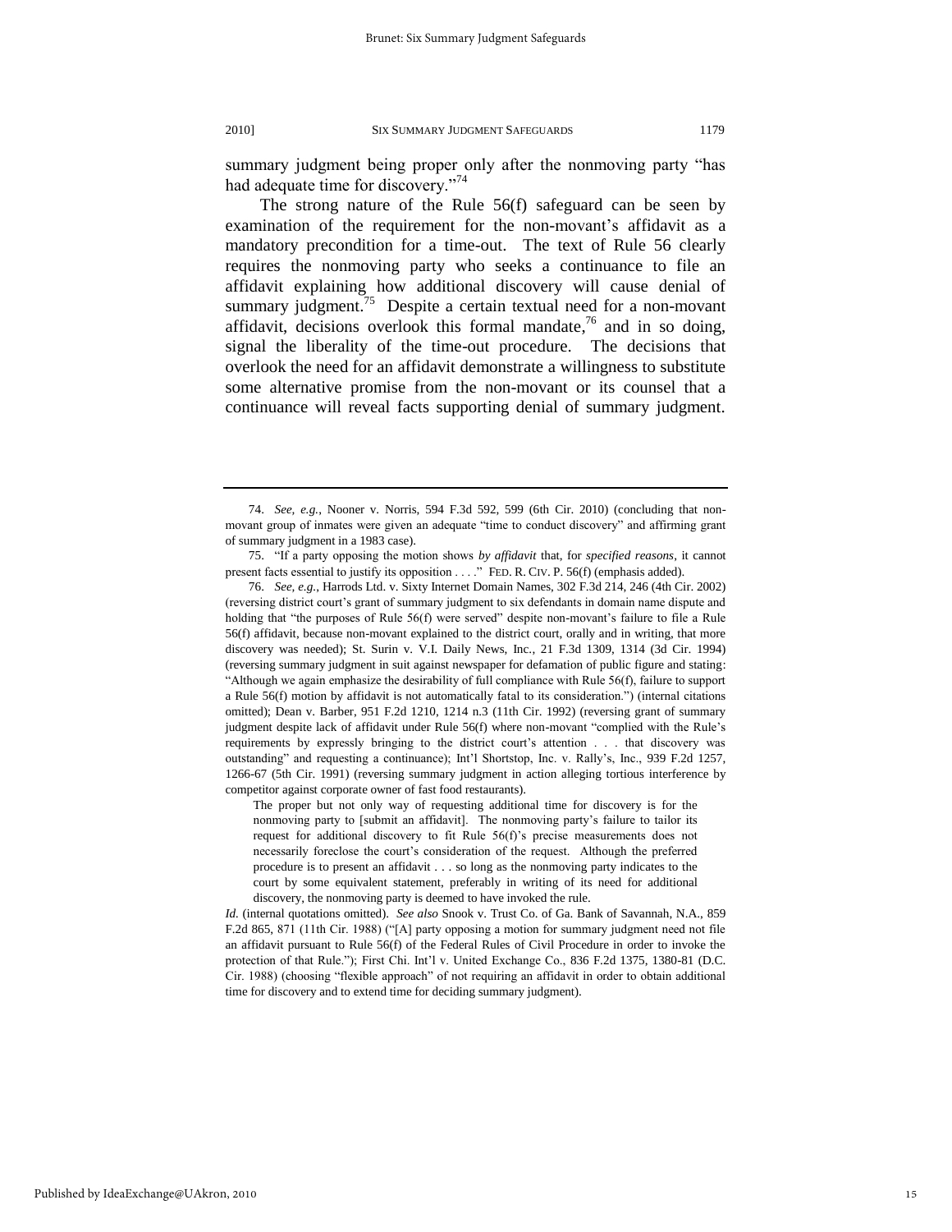summary judgment being proper only after the nonmoving party "has had adequate time for discovery."[74]

The strong nature of the Rule 56(f) safeguard can be seen by examination of the requirement for the non-movant's affidavit as a mandatory precondition for a time-out. The text of Rule 56 clearly requires the nonmoving party who seeks a continuance to file an affidavit explaining how additional discovery will cause denial of summary judgment.[75] Despite a certain textual need for a non-movant affidavit, decisions overlook this formal mandate,[76] and in so doing, signal the liberality of the time-out procedure. The decisions that overlook the need for an affidavit demonstrate a willingness to substitute some alternative promise from the non-movant or its counsel that a continuance will reveal facts supporting denial of summary judgment.

---

74. *See, e.g.*, Nooner v. Norris, 594 F.3d 592, 599 (6th Cir. 2010) (concluding that non-movant group of inmates were given an adequate "time to conduct discovery" and affirming grant of summary judgment in a 1983 case).

75. "If a party opposing the motion shows *by affidavit* that, for *specified reasons*, it cannot present facts essential to justify its opposition . . . ." FED. R. CIV. P. 56(f) (emphasis added).

76. *See, e.g.*, Harrods Ltd. v. Sixty Internet Domain Names, 302 F.3d 214, 246 (4th Cir. 2002) (reversing district court's grant of summary judgment to six defendants in domain name dispute and holding that "the purposes of Rule 56(f) were served" despite non-movant's failure to file a Rule 56(f) affidavit, because non-movant explained to the district court, orally and in writing, that more discovery was needed); St. Surin v. V.I. Daily News, Inc., 21 F.3d 1309, 1314 (3d Cir. 1994) (reversing summary judgment in suit against newspaper for defamation of public figure and stating: "Although we again emphasize the desirability of full compliance with Rule 56(f), failure to support a Rule 56(f) motion by affidavit is not automatically fatal to its consideration.") (internal citations omitted); Dean v. Barber, 951 F.2d 1210, 1214 n.3 (11th Cir. 1992) (reversing grant of summary judgment despite lack of affidavit under Rule 56(f) where non-movant "complied with the Rule's requirements by expressly bringing to the district court's attention . . . that discovery was outstanding" and requesting a continuance); Int'l Shortstop, Inc. v. Rally's, Inc., 939 F.2d 1257, 1266-67 (5th Cir. 1991) (reversing summary judgment in action alleging tortious interference by competitor against corporate owner of fast food restaurants).

> The proper but not only way of requesting additional time for discovery is for the nonmoving party to [submit an affidavit]. The nonmoving party's failure to tailor its request for additional discovery to fit Rule 56(f)'s precise measurements does not necessarily foreclose the court's consideration of the request. Although the preferred procedure is to present an affidavit . . . so long as the nonmoving party indicates to the court by some equivalent statement, preferably in writing of its need for additional discovery, the nonmoving party is deemed to have invoked the rule.

*Id.* (internal quotations omitted). *See also* Snook v. Trust Co. of Ga. Bank of Savannah, N.A., 859 F.2d 865, 871 (11th Cir. 1988) ("[A] party opposing a motion for summary judgment need not file an affidavit pursuant to Rule 56(f) of the Federal Rules of Civil Procedure in order to invoke the protection of that Rule."); First Chi. Int'l v. United Exchange Co., 836 F.2d 1375, 1380-81 (D.C. Cir. 1988) (choosing "flexible approach" of not requiring an affidavit in order to obtain additional time for discovery and to extend time for deciding summary judgment).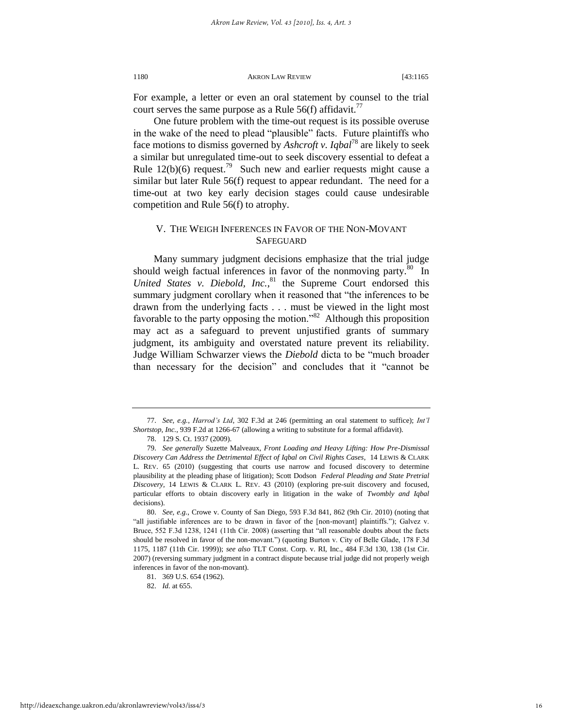For example, a letter or even an oral statement by counsel to the trial court serves the same purpose as a Rule 56(f) affidavit.[77]

One future problem with the time-out request is its possible overuse in the wake of the need to plead "plausible" facts. Future plaintiffs who face motions to dismiss governed by *Ashcroft v. Iqbal*[78] are likely to seek a similar but unregulated time-out to seek discovery essential to defeat a Rule 12(b)(6) request.[79] Such new and earlier requests might cause a similar but later Rule 56(f) request to appear redundant. The need for a time-out at two key early decision stages could cause undesirable competition and Rule 56(f) to atrophy.

## V. THE WEIGH INFERENCES IN FAVOR OF THE NON-MOVANT SAFEGUARD

Many summary judgment decisions emphasize that the trial judge should weigh factual inferences in favor of the nonmoving party.[80] In *United States v. Diebold, Inc.*,[81] the Supreme Court endorsed this summary judgment corollary when it reasoned that "the inferences to be drawn from the underlying facts . . . must be viewed in the light most favorable to the party opposing the motion."[82] Although this proposition may act as a safeguard to prevent unjustified grants of summary judgment, its ambiguity and overstated nature prevent its reliability. Judge William Schwarzer views the *Diebold* dicta to be "much broader than necessary for the decision" and concludes that it "cannot be

---

77. *See, e.g.*, *Harrod's Ltd*, 302 F.3d at 246 (permitting an oral statement to suffice); *Int'l Shortstop, Inc.*, 939 F.2d at 1266-67 (allowing a writing to substitute for a formal affidavit).

78. 129 S. Ct. 1937 (2009).

79. *See generally* Suzette Malveaux, *Front Loading and Heavy Lifting: How Pre-Dismissal Discovery Can Address the Detrimental Effect of Iqbal on Civil Rights Cases*, 14 LEWIS & CLARK L. REV. 65 (2010) (suggesting that courts use narrow and focused discovery to determine plausibility at the pleading phase of litigation); Scott Dodson *Federal Pleading and State Pretrial Discovery*, 14 LEWIS & CLARK L. REV. 43 (2010) (exploring pre-suit discovery and focused, particular efforts to obtain discovery early in litigation in the wake of *Twombly and Iqbal* decisions).

80. *See, e.g.*, Crowe v. County of San Diego, 593 F.3d 841, 862 (9th Cir. 2010) (noting that "all justifiable inferences are to be drawn in favor of the [non-movant] plaintiffs."); Galvez v. Bruce, 552 F.3d 1238, 1241 (11th Cir. 2008) (asserting that "all reasonable doubts about the facts should be resolved in favor of the non-movant.") (quoting Burton v. City of Belle Glade, 178 F.3d 1175, 1187 (11th Cir. 1999)); *see also* TLT Const. Corp. v. RI, Inc., 484 F.3d 130, 138 (1st Cir. 2007) (reversing summary judgment in a contract dispute because trial judge did not properly weigh inferences in favor of the non-movant).

81. 369 U.S. 654 (1962).

82. *Id.* at 655.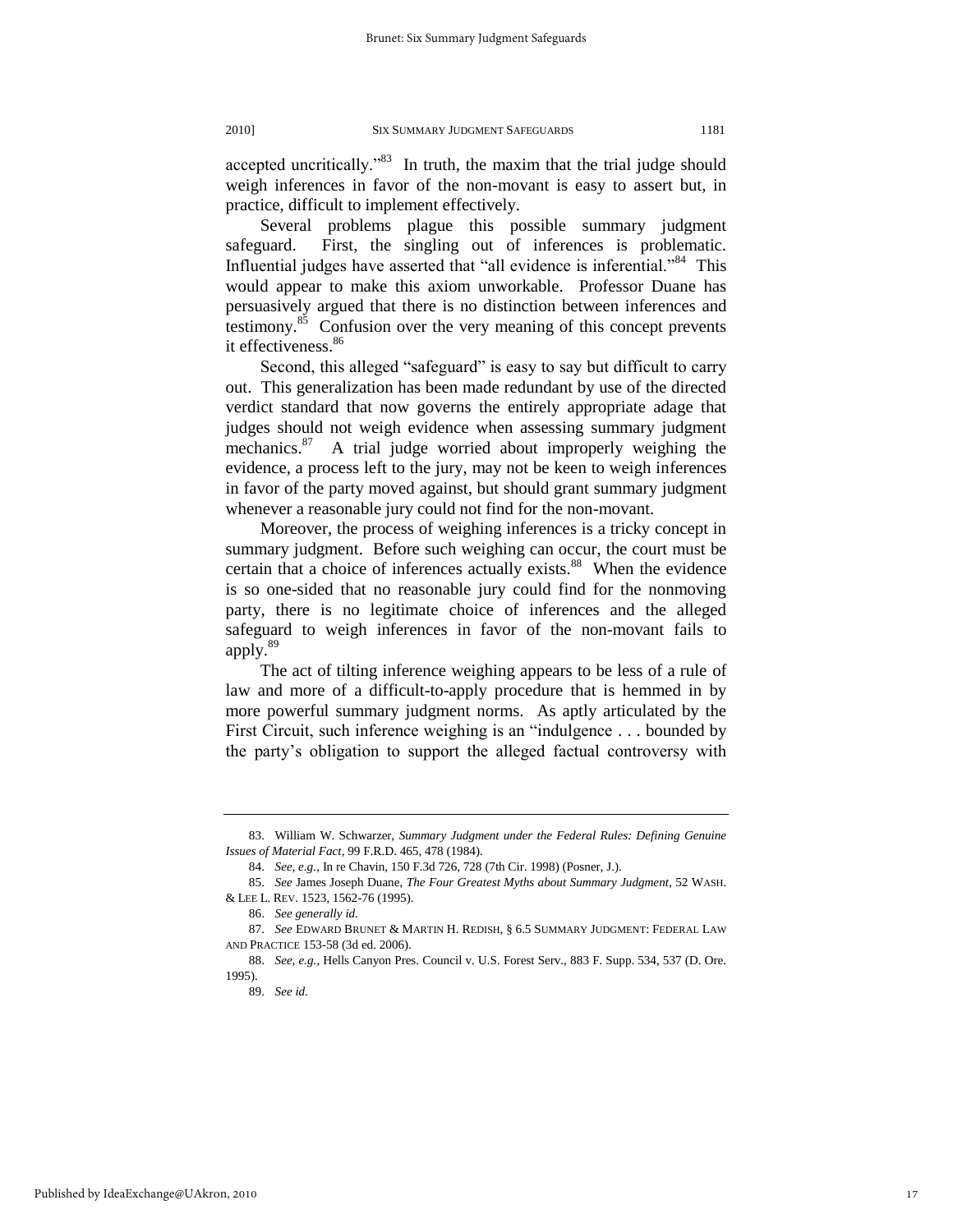accepted uncritically."[83] In truth, the maxim that the trial judge should weigh inferences in favor of the non-movant is easy to assert but, in practice, difficult to implement effectively.

Several problems plague this possible summary judgment safeguard. First, the singling out of inferences is problematic. Influential judges have asserted that "all evidence is inferential."[84] This would appear to make this axiom unworkable. Professor Duane has persuasively argued that there is no distinction between inferences and testimony.[85] Confusion over the very meaning of this concept prevents it effectiveness.[86]

Second, this alleged "safeguard" is easy to say but difficult to carry out. This generalization has been made redundant by use of the directed verdict standard that now governs the entirely appropriate adage that judges should not weigh evidence when assessing summary judgment mechanics.[87] A trial judge worried about improperly weighing the evidence, a process left to the jury, may not be keen to weigh inferences in favor of the party moved against, but should grant summary judgment whenever a reasonable jury could not find for the non-movant.

Moreover, the process of weighing inferences is a tricky concept in summary judgment. Before such weighing can occur, the court must be certain that a choice of inferences actually exists.[88] When the evidence is so one-sided that no reasonable jury could find for the nonmoving party, there is no legitimate choice of inferences and the alleged safeguard to weigh inferences in favor of the non-movant fails to apply.[89]

The act of tilting inference weighing appears to be less of a rule of law and more of a difficult-to-apply procedure that is hemmed in by more powerful summary judgment norms. As aptly articulated by the First Circuit, such inference weighing is an "indulgence . . . bounded by the party's obligation to support the alleged factual controversy with

---

83. William W. Schwarzer, *Summary Judgment under the Federal Rules: Defining Genuine Issues of Material Fact*, 99 F.R.D. 465, 478 (1984).

84. *See, e.g.*, In re Chavin, 150 F.3d 726, 728 (7th Cir. 1998) (Posner, J.).

85. *See* James Joseph Duane, *The Four Greatest Myths about Summary Judgment*, 52 WASH. & LEE L. REV. 1523, 1562-76 (1995).

86. *See generally id.*

87. *See* EDWARD BRUNET & MARTIN H. REDISH, § 6.5 SUMMARY JUDGMENT: FEDERAL LAW AND PRACTICE 153-58 (3d ed. 2006).

88. *See, e.g.*, Hells Canyon Pres. Council v. U.S. Forest Serv., 883 F. Supp. 534, 537 (D. Ore. 1995).

89. *See id.*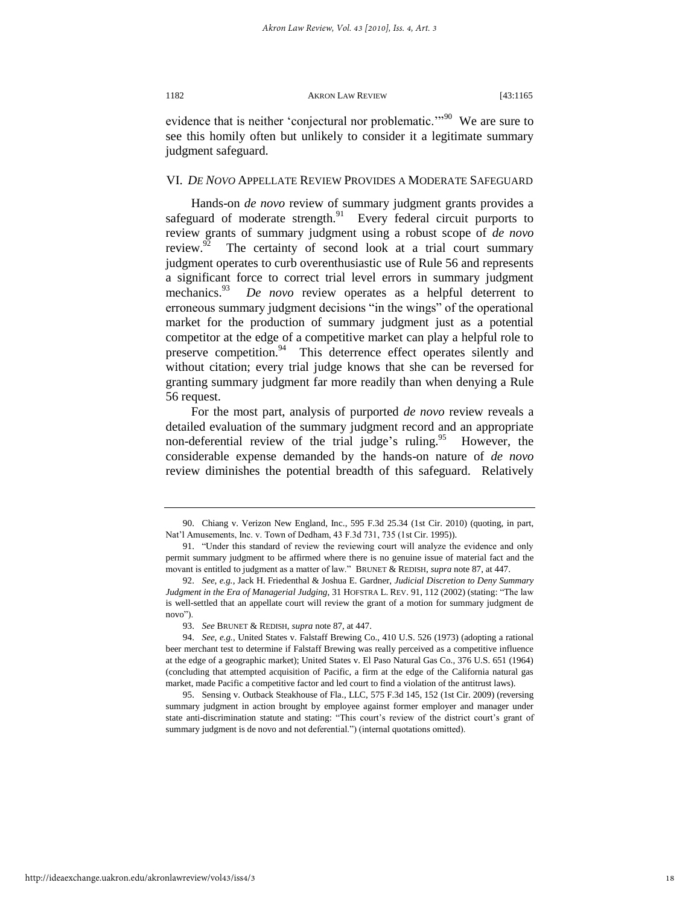evidence that is neither 'conjectural nor problematic.'"[90] We are sure to see this homily often but unlikely to consider it a legitimate summary judgment safeguard.

## VI. *DE NOVO* APPELLATE REVIEW PROVIDES A MODERATE SAFEGUARD

Hands-on *de novo* review of summary judgment grants provides a safeguard of moderate strength.[91] Every federal circuit purports to review grants of summary judgment using a robust scope of *de novo* review.[92] The certainty of second look at a trial court summary judgment operates to curb overenthusiastic use of Rule 56 and represents a significant force to correct trial level errors in summary judgment mechanics.[93] *De novo* review operates as a helpful deterrent to erroneous summary judgment decisions "in the wings" of the operational market for the production of summary judgment just as a potential competitor at the edge of a competitive market can play a helpful role to preserve competition.[94] This deterrence effect operates silently and without citation; every trial judge knows that she can be reversed for granting summary judgment far more readily than when denying a Rule 56 request.

For the most part, analysis of purported *de novo* review reveals a detailed evaluation of the summary judgment record and an appropriate non-deferential review of the trial judge's ruling.[95] However, the considerable expense demanded by the hands-on nature of *de novo* review diminishes the potential breadth of this safeguard. Relatively

---

90. Chiang v. Verizon New England, Inc., 595 F.3d 25.34 (1st Cir. 2010) (quoting, in part, Nat'l Amusements, Inc. v. Town of Dedham, 43 F.3d 731, 735 (1st Cir. 1995)).

91. "Under this standard of review the reviewing court will analyze the evidence and only permit summary judgment to be affirmed where there is no genuine issue of material fact and the movant is entitled to judgment as a matter of law." BRUNET & REDISH, *supra* note 87, at 447.

92. *See, e.g.*, Jack H. Friedenthal & Joshua E. Gardner, *Judicial Discretion to Deny Summary Judgment in the Era of Managerial Judging*, 31 HOFSTRA L. REV. 91, 112 (2002) (stating: "The law is well-settled that an appellate court will review the grant of a motion for summary judgment de novo").

93. *See* BRUNET & REDISH, *supra* note 87, at 447.

94. *See, e.g.*, United States v. Falstaff Brewing Co., 410 U.S. 526 (1973) (adopting a rational beer merchant test to determine if Falstaff Brewing was really perceived as a competitive influence at the edge of a geographic market); United States v. El Paso Natural Gas Co., 376 U.S. 651 (1964) (concluding that attempted acquisition of Pacific, a firm at the edge of the California natural gas market, made Pacific a competitive factor and led court to find a violation of the antitrust laws).

95. Sensing v. Outback Steakhouse of Fla., LLC, 575 F.3d 145, 152 (1st Cir. 2009) (reversing summary judgment in action brought by employee against former employer and manager under state anti-discrimination statute and stating: "This court's review of the district court's grant of summary judgment is de novo and not deferential.") (internal quotations omitted).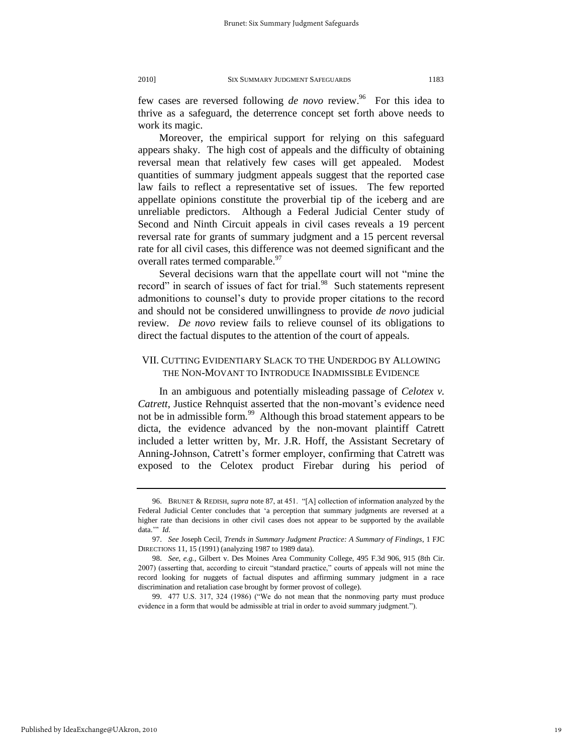few cases are reversed following *de novo* review.[96] For this idea to thrive as a safeguard, the deterrence concept set forth above needs to work its magic.

Moreover, the empirical support for relying on this safeguard appears shaky. The high cost of appeals and the difficulty of obtaining reversal mean that relatively few cases will get appealed. Modest quantities of summary judgment appeals suggest that the reported case law fails to reflect a representative set of issues. The few reported appellate opinions constitute the proverbial tip of the iceberg and are unreliable predictors. Although a Federal Judicial Center study of Second and Ninth Circuit appeals in civil cases reveals a 19 percent reversal rate for grants of summary judgment and a 15 percent reversal rate for all civil cases, this difference was not deemed significant and the overall rates termed comparable.[97]

Several decisions warn that the appellate court will not "mine the record" in search of issues of fact for trial.[98] Such statements represent admonitions to counsel's duty to provide proper citations to the record and should not be considered unwillingness to provide *de novo* judicial review. *De novo* review fails to relieve counsel of its obligations to direct the factual disputes to the attention of the court of appeals.

## VII. CUTTING EVIDENTIARY SLACK TO THE UNDERDOG BY ALLOWING THE NON-MOVANT TO INTRODUCE INADMISSIBLE EVIDENCE

In an ambiguous and potentially misleading passage of *Celotex v. Catrett*, Justice Rehnquist asserted that the non-movant's evidence need not be in admissible form.[99] Although this broad statement appears to be dicta, the evidence advanced by the non-movant plaintiff Catrett included a letter written by, Mr. J.R. Hoff, the Assistant Secretary of Anning-Johnson, Catrett's former employer, confirming that Catrett was exposed to the Celotex product Firebar during his period of

---

96. BRUNET & REDISH, *supra* note 87, at 451. "[A] collection of information analyzed by the Federal Judicial Center concludes that 'a perception that summary judgments are reversed at a higher rate than decisions in other civil cases does not appear to be supported by the available data.'" *Id.*

97. *See* Joseph Cecil, *Trends in Summary Judgment Practice: A Summary of Findings*, 1 FJC DIRECTIONS 11, 15 (1991) (analyzing 1987 to 1989 data).

98. *See, e.g.*, Gilbert v. Des Moines Area Community College, 495 F.3d 906, 915 (8th Cir. 2007) (asserting that, according to circuit "standard practice," courts of appeals will not mine the record looking for nuggets of factual disputes and affirming summary judgment in a race discrimination and retaliation case brought by former provost of college).

99. 477 U.S. 317, 324 (1986) ("We do not mean that the nonmoving party must produce evidence in a form that would be admissible at trial in order to avoid summary judgment.").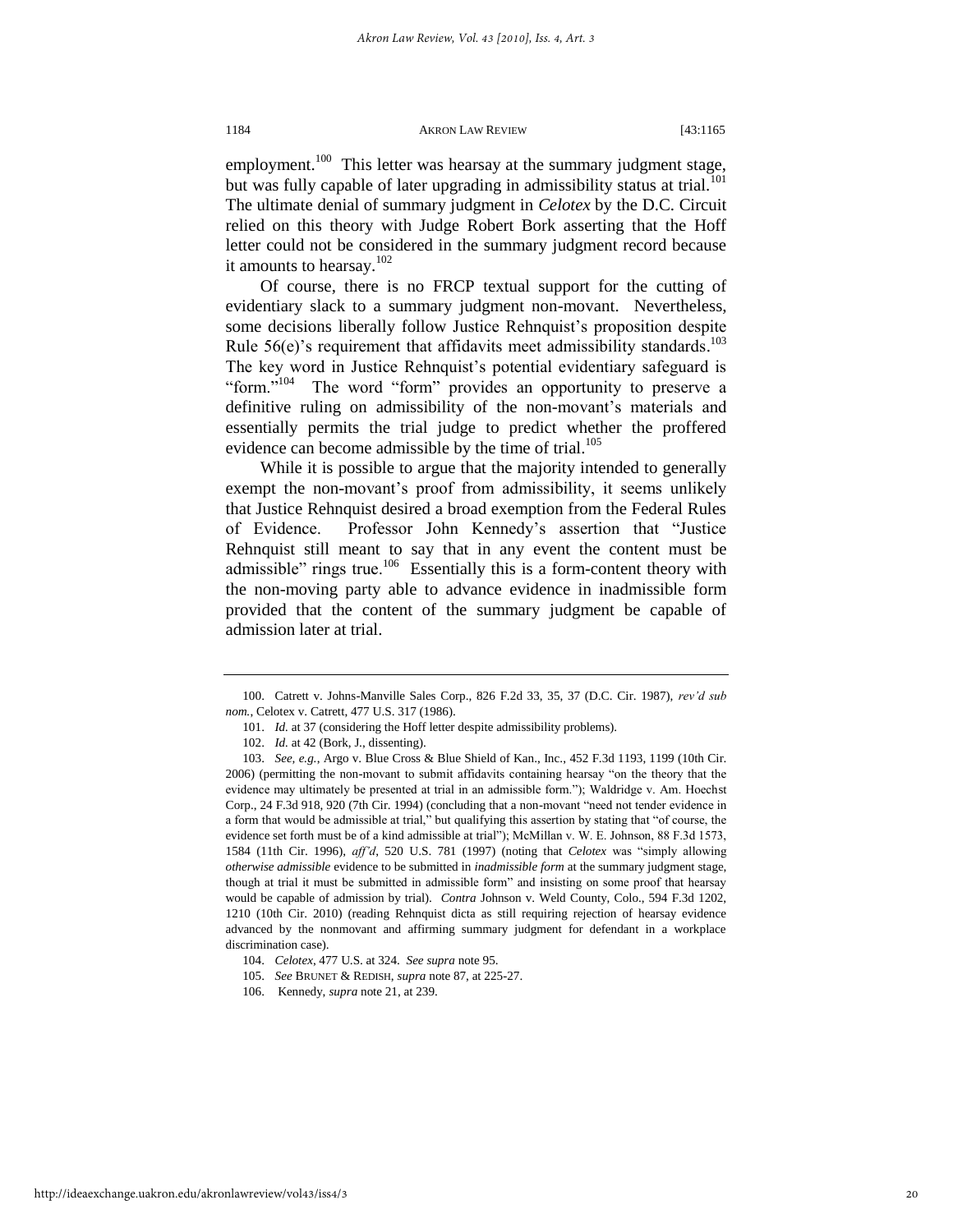employment.[100] This letter was hearsay at the summary judgment stage, but was fully capable of later upgrading in admissibility status at trial.[101] The ultimate denial of summary judgment in *Celotex* by the D.C. Circuit relied on this theory with Judge Robert Bork asserting that the Hoff letter could not be considered in the summary judgment record because it amounts to hearsay.[102]

Of course, there is no FRCP textual support for the cutting of evidentiary slack to a summary judgment non-movant. Nevertheless, some decisions liberally follow Justice Rehnquist's proposition despite Rule 56(e)'s requirement that affidavits meet admissibility standards.[103] The key word in Justice Rehnquist's potential evidentiary safeguard is "form."[104] The word "form" provides an opportunity to preserve a definitive ruling on admissibility of the non-movant's materials and essentially permits the trial judge to predict whether the proffered evidence can become admissible by the time of trial.[105]

While it is possible to argue that the majority intended to generally exempt the non-movant's proof from admissibility, it seems unlikely that Justice Rehnquist desired a broad exemption from the Federal Rules of Evidence. Professor John Kennedy's assertion that "Justice Rehnquist still meant to say that in any event the content must be admissible" rings true.[106] Essentially this is a form-content theory with the non-moving party able to advance evidence in inadmissible form provided that the content of the summary judgment be capable of admission later at trial.

---

100. Catrett v. Johns-Manville Sales Corp., 826 F.2d 33, 35, 37 (D.C. Cir. 1987), *rev'd sub nom.*, Celotex v. Catrett, 477 U.S. 317 (1986).

101. *Id.* at 37 (considering the Hoff letter despite admissibility problems).

102. *Id.* at 42 (Bork, J., dissenting).

103. *See, e.g.*, Argo v. Blue Cross & Blue Shield of Kan., Inc., 452 F.3d 1193, 1199 (10th Cir. 2006) (permitting the non-movant to submit affidavits containing hearsay "on the theory that the evidence may ultimately be presented at trial in an admissible form."); Waldridge v. Am. Hoechst Corp., 24 F.3d 918, 920 (7th Cir. 1994) (concluding that a non-movant "need not tender evidence in a form that would be admissible at trial," but qualifying this assertion by stating that "of course, the evidence set forth must be of a kind admissible at trial"); McMillan v. W. E. Johnson, 88 F.3d 1573, 1584 (11th Cir. 1996), *aff'd*, 520 U.S. 781 (1997) (noting that *Celotex* was "simply allowing *otherwise admissible* evidence to be submitted in *inadmissible form* at the summary judgment stage, though at trial it must be submitted in admissible form" and insisting on some proof that hearsay would be capable of admission by trial). *Contra* Johnson v. Weld County, Colo., 594 F.3d 1202, 1210 (10th Cir. 2010) (reading Rehnquist dicta as still requiring rejection of hearsay evidence advanced by the nonmovant and affirming summary judgment for defendant in a workplace discrimination case).

104. *Celotex*, 477 U.S. at 324. *See supra* note 95.

105. *See* BRUNET & REDISH, *supra* note 87, at 225-27.

106. Kennedy, *supra* note 21, at 239.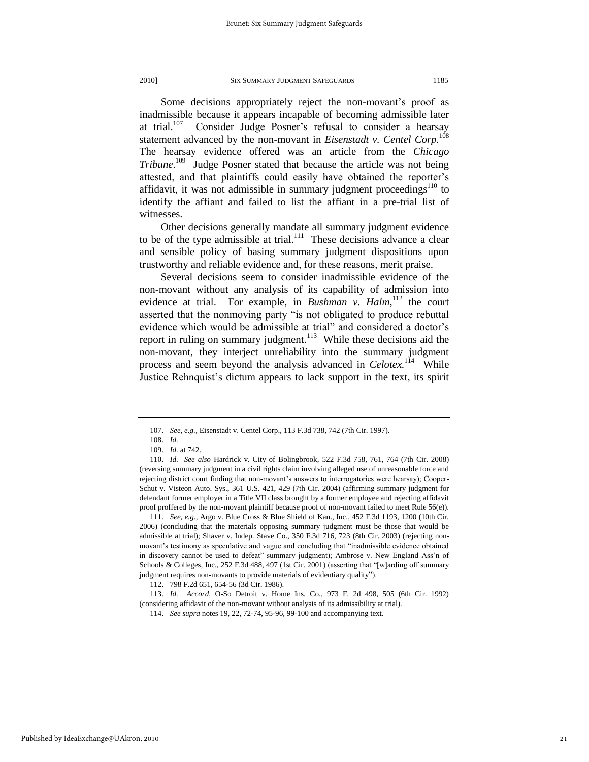Some decisions appropriately reject the non-movant's proof as inadmissible because it appears incapable of becoming admissible later at trial.[107] Consider Judge Posner's refusal to consider a hearsay statement advanced by the non-movant in *Eisenstadt v. Centel Corp.*[108] The hearsay evidence offered was an article from the *Chicago Tribune*.[109] Judge Posner stated that because the article was not being attested, and that plaintiffs could easily have obtained the reporter's affidavit, it was not admissible in summary judgment proceedings[110] to identify the affiant and failed to list the affiant in a pre-trial list of witnesses.

Other decisions generally mandate all summary judgment evidence to be of the type admissible at trial.[111] These decisions advance a clear and sensible policy of basing summary judgment dispositions upon trustworthy and reliable evidence and, for these reasons, merit praise.

Several decisions seem to consider inadmissible evidence of the non-movant without any analysis of its capability of admission into evidence at trial. For example, in *Bushman v. Halm*,[112] the court asserted that the nonmoving party "is not obligated to produce rebuttal evidence which would be admissible at trial" and considered a doctor's report in ruling on summary judgment.[113] While these decisions aid the non-movant, they interject unreliability into the summary judgment process and seem beyond the analysis advanced in *Celotex*.[114] While Justice Rehnquist's dictum appears to lack support in the text, its spirit

---

107. *See, e.g.*, Eisenstadt v. Centel Corp., 113 F.3d 738, 742 (7th Cir. 1997).

108. *Id.*

109. *Id.* at 742.

110. *Id. See also* Hardrick v. City of Bolingbrook, 522 F.3d 758, 761, 764 (7th Cir. 2008) (reversing summary judgment in a civil rights claim involving alleged use of unreasonable force and rejecting district court finding that non-movant's answers to interrogatories were hearsay); Cooper-Schut v. Visteon Auto. Sys., 361 U.S. 421, 429 (7th Cir. 2004) (affirming summary judgment for defendant former employer in a Title VII class brought by a former employee and rejecting affidavit proof proffered by the non-movant plaintiff because proof of non-movant failed to meet Rule 56(e)).

111. *See, e.g.*, Argo v. Blue Cross & Blue Shield of Kan., Inc., 452 F.3d 1193, 1200 (10th Cir. 2006) (concluding that the materials opposing summary judgment must be those that would be admissible at trial); Shaver v. Indep. Stave Co., 350 F.3d 716, 723 (8th Cir. 2003) (rejecting non-movant's testimony as speculative and vague and concluding that "inadmissible evidence obtained in discovery cannot be used to defeat" summary judgment); Ambrose v. New England Ass'n of Schools & Colleges, Inc., 252 F.3d 488, 497 (1st Cir. 2001) (asserting that "[w]arding off summary judgment requires non-movants to provide materials of evidentiary quality").

112. 798 F.2d 651, 654-56 (3d Cir. 1986).

113. *Id. Accord*, O-So Detroit v. Home Ins. Co., 973 F. 2d 498, 505 (6th Cir. 1992) (considering affidavit of the non-movant without analysis of its admissibility at trial).

114. *See supra* notes 19, 22, 72-74, 95-96, 99-100 and accompanying text.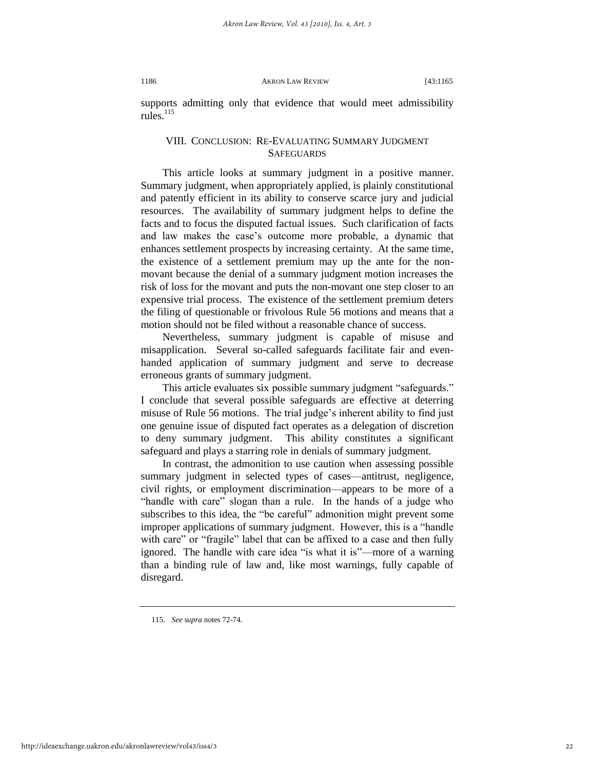supports admitting only that evidence that would meet admissibility rules.[115]

## VIII. Conclusion: Re-Evaluating Summary Judgment Safeguards

This article looks at summary judgment in a positive manner. Summary judgment, when appropriately applied, is plainly constitutional and patently efficient in its ability to conserve scarce jury and judicial resources. The availability of summary judgment helps to define the facts and to focus the disputed factual issues. Such clarification of facts and law makes the case's outcome more probable, a dynamic that enhances settlement prospects by increasing certainty. At the same time, the existence of a settlement premium may up the ante for the non-movant because the denial of a summary judgment motion increases the risk of loss for the movant and puts the non-movant one step closer to an expensive trial process. The existence of the settlement premium deters the filing of questionable or frivolous Rule 56 motions and means that a motion should not be filed without a reasonable chance of success.

Nevertheless, summary judgment is capable of misuse and misapplication. Several so-called safeguards facilitate fair and even-handed application of summary judgment and serve to decrease erroneous grants of summary judgment.

This article evaluates six possible summary judgment "safeguards." I conclude that several possible safeguards are effective at deterring misuse of Rule 56 motions. The trial judge's inherent ability to find just one genuine issue of disputed fact operates as a delegation of discretion to deny summary judgment. This ability constitutes a significant safeguard and plays a starring role in denials of summary judgment.

In contrast, the admonition to use caution when assessing possible summary judgment in selected types of cases—antitrust, negligence, civil rights, or employment discrimination—appears to be more of a "handle with care" slogan than a rule. In the hands of a judge who subscribes to this idea, the "be careful" admonition might prevent some improper applications of summary judgment. However, this is a "handle with care" or "fragile" label that can be affixed to a case and then fully ignored. The handle with care idea "is what it is"—more of a warning than a binding rule of law and, like most warnings, fully capable of disregard.

---

115. *See supra* notes 72-74.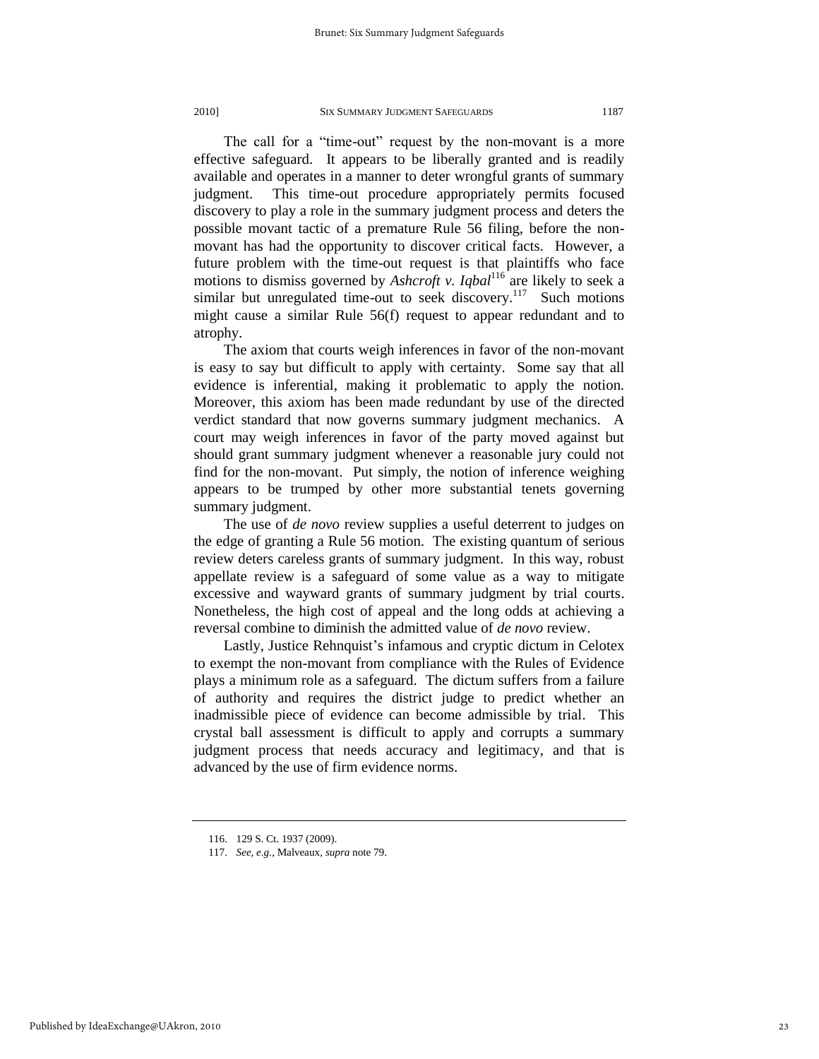The call for a "time-out" request by the non-movant is a more effective safeguard. It appears to be liberally granted and is readily available and operates in a manner to deter wrongful grants of summary judgment. This time-out procedure appropriately permits focused discovery to play a role in the summary judgment process and deters the possible movant tactic of a premature Rule 56 filing, before the non-movant has had the opportunity to discover critical facts. However, a future problem with the time-out request is that plaintiffs who face motions to dismiss governed by *Ashcroft v. Iqbal*[116] are likely to seek a similar but unregulated time-out to seek discovery.[117] Such motions might cause a similar Rule 56(f) request to appear redundant and to atrophy.

The axiom that courts weigh inferences in favor of the non-movant is easy to say but difficult to apply with certainty. Some say that all evidence is inferential, making it problematic to apply the notion. Moreover, this axiom has been made redundant by use of the directed verdict standard that now governs summary judgment mechanics. A court may weigh inferences in favor of the party moved against but should grant summary judgment whenever a reasonable jury could not find for the non-movant. Put simply, the notion of inference weighing appears to be trumped by other more substantial tenets governing summary judgment.

The use of *de novo* review supplies a useful deterrent to judges on the edge of granting a Rule 56 motion. The existing quantum of serious review deters careless grants of summary judgment. In this way, robust appellate review is a safeguard of some value as a way to mitigate excessive and wayward grants of summary judgment by trial courts. Nonetheless, the high cost of appeal and the long odds at achieving a reversal combine to diminish the admitted value of *de novo* review.

Lastly, Justice Rehnquist's infamous and cryptic dictum in Celotex to exempt the non-movant from compliance with the Rules of Evidence plays a minimum role as a safeguard. The dictum suffers from a failure of authority and requires the district judge to predict whether an inadmissible piece of evidence can become admissible by trial. This crystal ball assessment is difficult to apply and corrupts a summary judgment process that needs accuracy and legitimacy, and that is advanced by the use of firm evidence norms.

---

116. 129 S. Ct. 1937 (2009).

117. *See, e.g.*, Malveaux, *supra* note 79.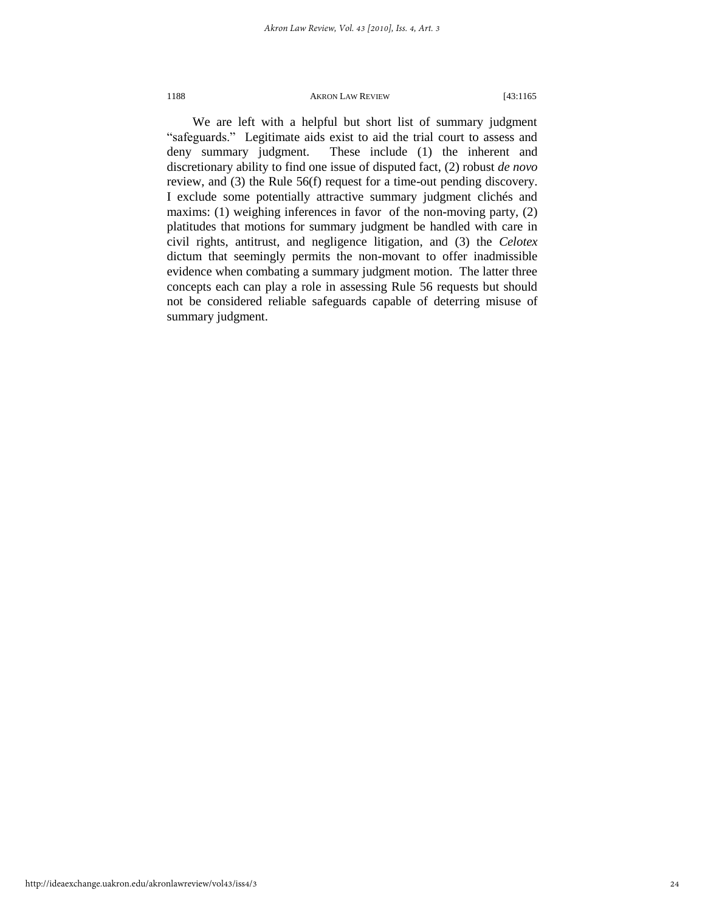We are left with a helpful but short list of summary judgment "safeguards." Legitimate aids exist to aid the trial court to assess and deny summary judgment. These include (1) the inherent and discretionary ability to find one issue of disputed fact, (2) robust *de novo* review, and (3) the Rule 56(f) request for a time-out pending discovery. I exclude some potentially attractive summary judgment clichés and maxims: (1) weighing inferences in favor of the non-moving party, (2) platitudes that motions for summary judgment be handled with care in civil rights, antitrust, and negligence litigation, and (3) the *Celotex* dictum that seemingly permits the non-movant to offer inadmissible evidence when combating a summary judgment motion. The latter three concepts each can play a role in assessing Rule 56 requests but should not be considered reliable safeguards capable of deterring misuse of summary judgment.